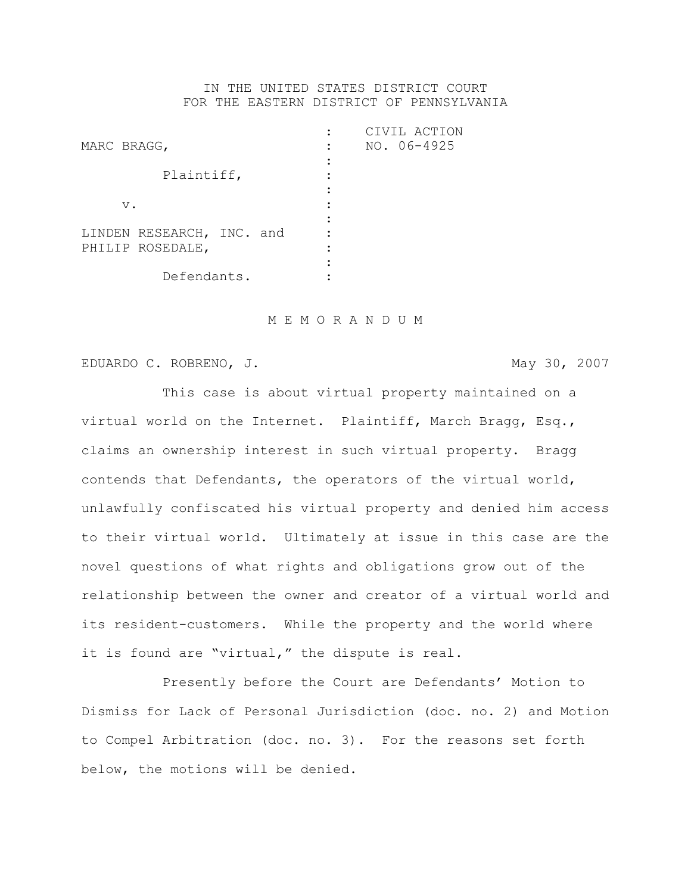IN THE UNITED STATES DISTRICT COURT
FOR THE EASTERN DISTRICT OF PENNSYLVANIA

| | | |
|---|---|---|
| MARC BRAGG, | : | CIVIL ACTION |
| | : | NO. 06-4925 |
| Plaintiff, | : | |
| | : | |
| v. | : | |
| | : | |
| LINDEN RESEARCH, INC. and PHILIP ROSEDALE, | : | |
| | : | |
| Defendants. | : | |

M E M O R A N D U M

EDUARDO C. ROBRENO, J. May 30, 2007

This case is about virtual property maintained on a virtual world on the Internet. Plaintiff, March Bragg, Esq., claims an ownership interest in such virtual property. Bragg contends that Defendants, the operators of the virtual world, unlawfully confiscated his virtual property and denied him access to their virtual world. Ultimately at issue in this case are the novel questions of what rights and obligations grow out of the relationship between the owner and creator of a virtual world and its resident-customers. While the property and the world where it is found are "virtual," the dispute is real.

Presently before the Court are Defendants' Motion to Dismiss for Lack of Personal Jurisdiction (doc. no. 2) and Motion to Compel Arbitration (doc. no. 3). For the reasons set forth below, the motions will be denied.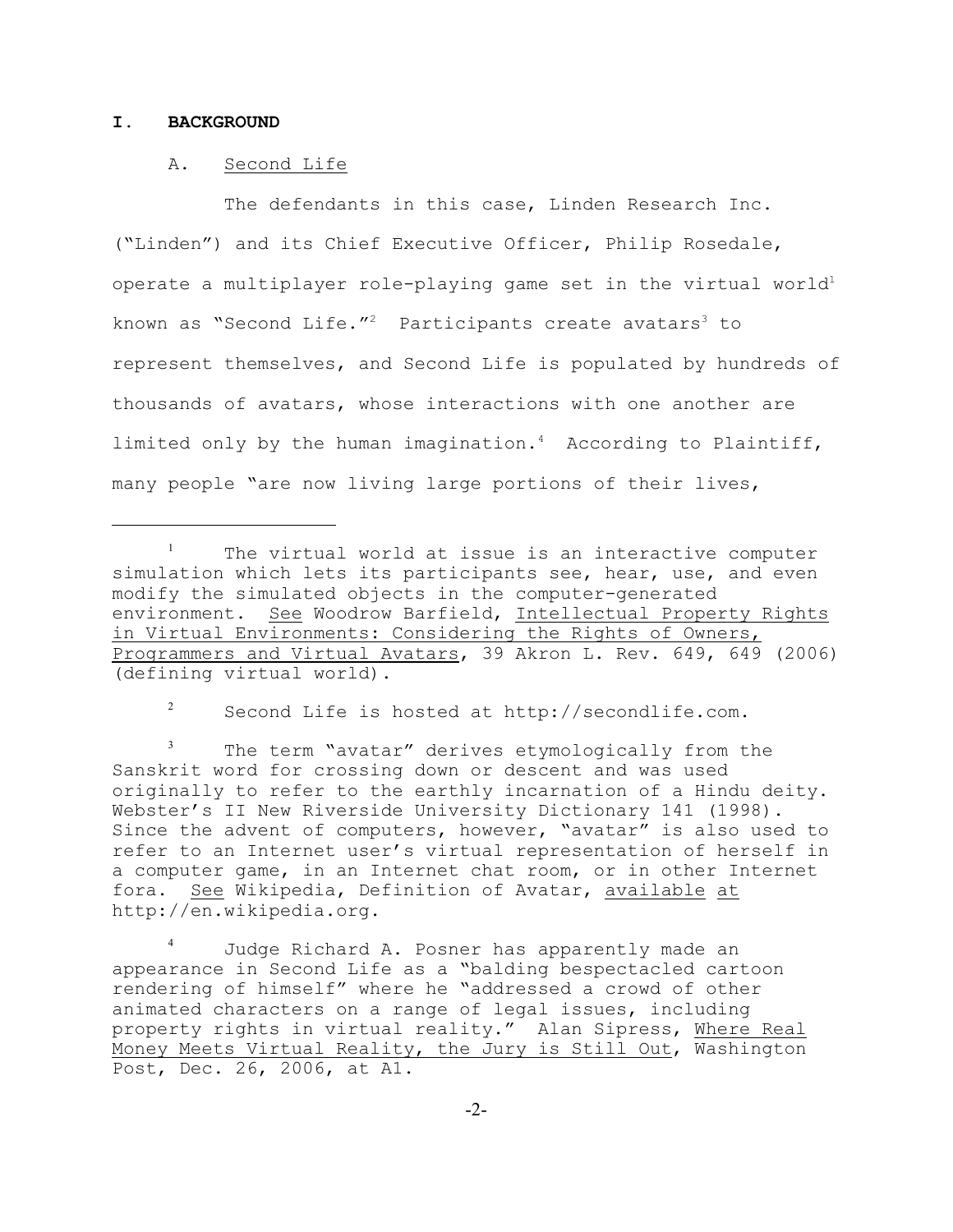**I. BACKGROUND**

A. Second Life

The defendants in this case, Linden Research Inc. ("Linden") and its Chief Executive Officer, Philip Rosedale, operate a multiplayer role-playing game set in the virtual world[1] known as "Second Life."[2] Participants create avatars[3] to represent themselves, and Second Life is populated by hundreds of thousands of avatars, whose interactions with one another are limited only by the human imagination.[4] According to Plaintiff, many people "are now living large portions of their lives,

---

[1] The virtual world at issue is an interactive computer simulation which lets its participants see, hear, use, and even modify the simulated objects in the computer-generated environment. See Woodrow Barfield, Intellectual Property Rights in Virtual Environments: Considering the Rights of Owners, Programmers and Virtual Avatars, 39 Akron L. Rev. 649, 649 (2006) (defining virtual world).

[2] Second Life is hosted at http://secondlife.com.

[3] The term "avatar" derives etymologically from the Sanskrit word for crossing down or descent and was used originally to refer to the earthly incarnation of a Hindu deity. Webster's II New Riverside University Dictionary 141 (1998). Since the advent of computers, however, "avatar" is also used to refer to an Internet user's virtual representation of herself in a computer game, in an Internet chat room, or in other Internet fora. See Wikipedia, Definition of Avatar, available at http://en.wikipedia.org.

[4] Judge Richard A. Posner has apparently made an appearance in Second Life as a "balding bespectacled cartoon rendering of himself" where he "addressed a crowd of other animated characters on a range of legal issues, including property rights in virtual reality." Alan Sipress, Where Real Money Meets Virtual Reality, the Jury is Still Out, Washington Post, Dec. 26, 2006, at A1.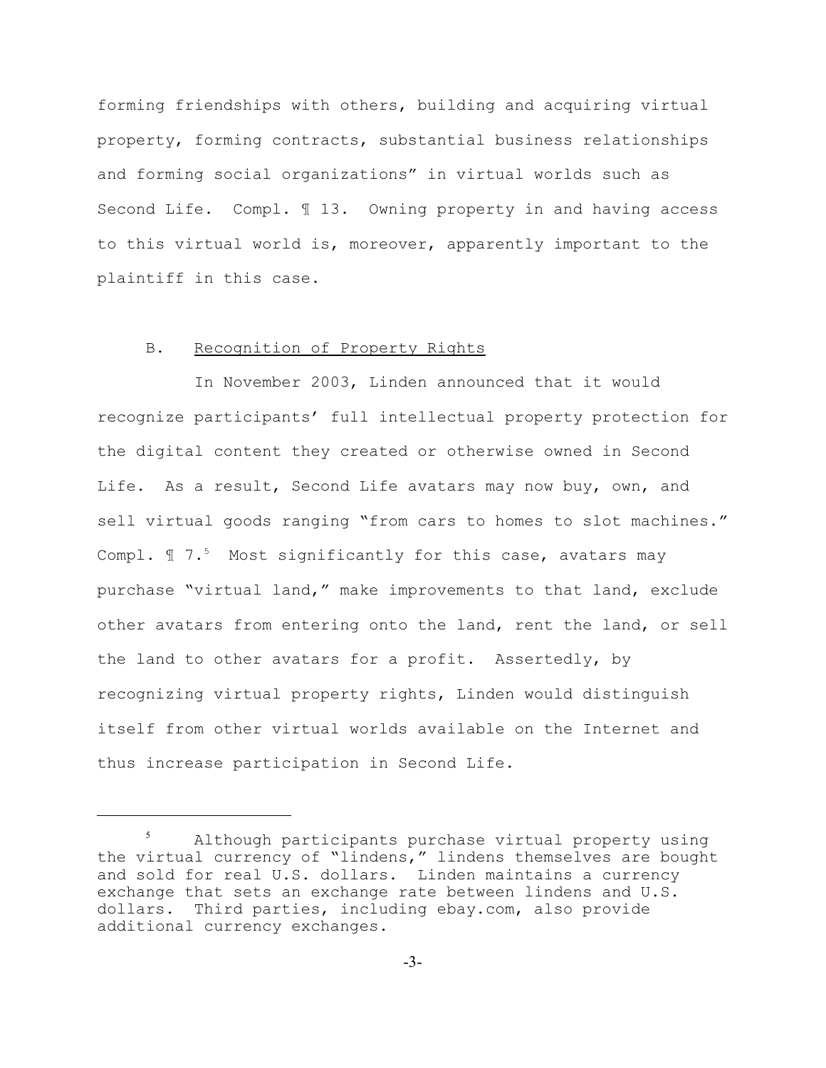forming friendships with others, building and acquiring virtual property, forming contracts, substantial business relationships and forming social organizations" in virtual worlds such as Second Life. Compl. ¶ 13. Owning property in and having access to this virtual world is, moreover, apparently important to the plaintiff in this case.

### B. Recognition of Property Rights

In November 2003, Linden announced that it would recognize participants' full intellectual property protection for the digital content they created or otherwise owned in Second Life. As a result, Second Life avatars may now buy, own, and sell virtual goods ranging "from cars to homes to slot machines." Compl. ¶ 7.[5] Most significantly for this case, avatars may purchase "virtual land," make improvements to that land, exclude other avatars from entering onto the land, rent the land, or sell the land to other avatars for a profit. Assertedly, by recognizing virtual property rights, Linden would distinguish itself from other virtual worlds available on the Internet and thus increase participation in Second Life.

---

[5] Although participants purchase virtual property using the virtual currency of "lindens," lindens themselves are bought and sold for real U.S. dollars. Linden maintains a currency exchange that sets an exchange rate between lindens and U.S. dollars. Third parties, including ebay.com, also provide additional currency exchanges.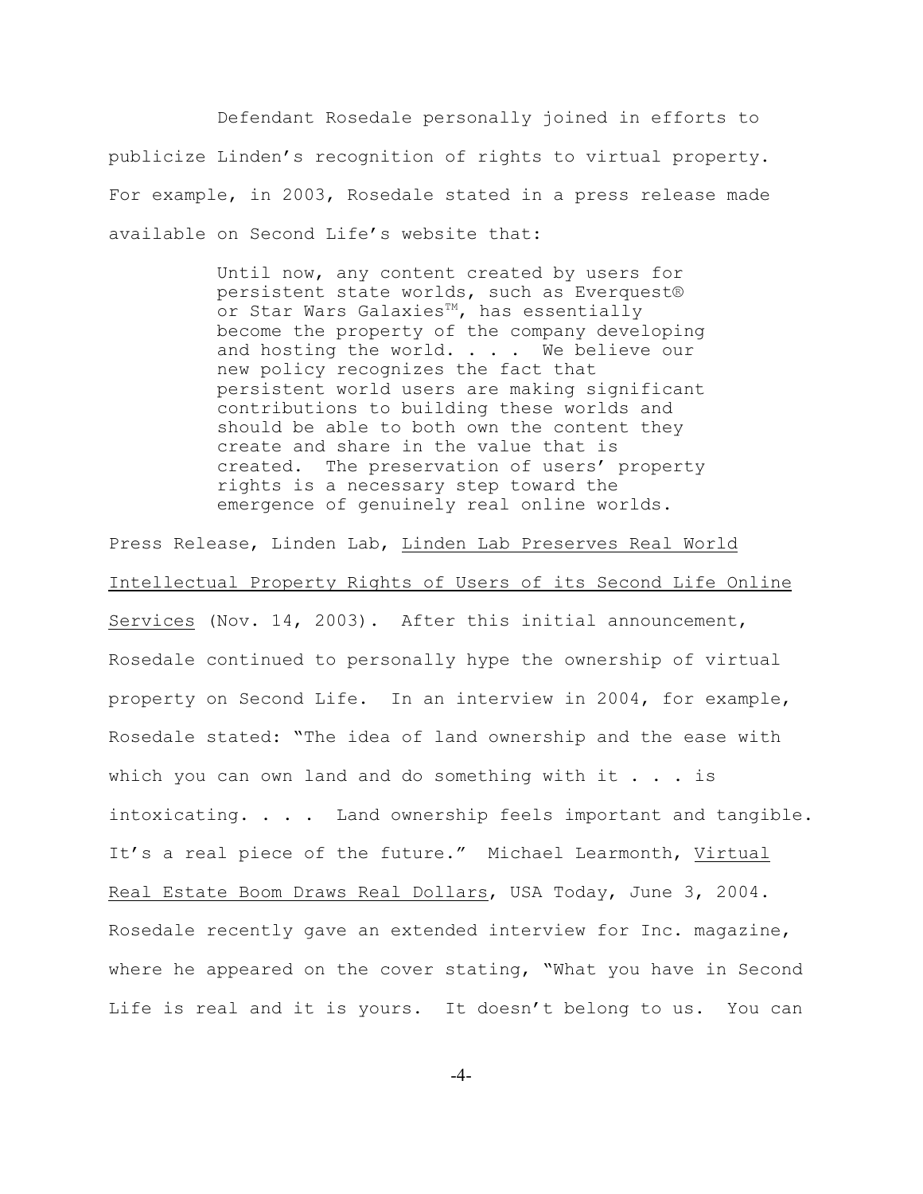Defendant Rosedale personally joined in efforts to publicize Linden's recognition of rights to virtual property. For example, in 2003, Rosedale stated in a press release made available on Second Life's website that:

> Until now, any content created by users for persistent state worlds, such as Everquest® or Star Wars Galaxies™, has essentially become the property of the company developing and hosting the world. . . . We believe our new policy recognizes the fact that persistent world users are making significant contributions to building these worlds and should be able to both own the content they create and share in the value that is created. The preservation of users' property rights is a necessary step toward the emergence of genuinely real online worlds.

Press Release, Linden Lab, Linden Lab Preserves Real World Intellectual Property Rights of Users of its Second Life Online Services (Nov. 14, 2003). After this initial announcement, Rosedale continued to personally hype the ownership of virtual property on Second Life. In an interview in 2004, for example, Rosedale stated: "The idea of land ownership and the ease with which you can own land and do something with it . . . is intoxicating. . . . Land ownership feels important and tangible. It's a real piece of the future." Michael Learmonth, Virtual Real Estate Boom Draws Real Dollars, USA Today, June 3, 2004. Rosedale recently gave an extended interview for Inc. magazine, where he appeared on the cover stating, "What you have in Second Life is real and it is yours. It doesn't belong to us. You can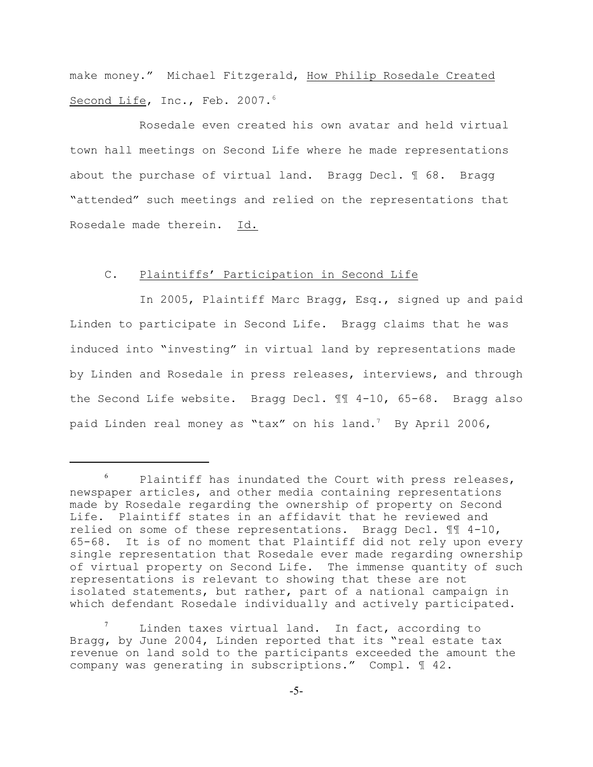make money." Michael Fitzgerald, How Philip Rosedale Created Second Life, Inc., Feb. 2007.[6]

Rosedale even created his own avatar and held virtual town hall meetings on Second Life where he made representations about the purchase of virtual land. Bragg Decl. ¶ 68. Bragg "attended" such meetings and relied on the representations that Rosedale made therein. Id.

### C. Plaintiffs' Participation in Second Life

In 2005, Plaintiff Marc Bragg, Esq., signed up and paid Linden to participate in Second Life. Bragg claims that he was induced into "investing" in virtual land by representations made by Linden and Rosedale in press releases, interviews, and through the Second Life website. Bragg Decl. ¶¶ 4-10, 65-68. Bragg also paid Linden real money as "tax" on his land.[7] By April 2006,

---

[6] Plaintiff has inundated the Court with press releases, newspaper articles, and other media containing representations made by Rosedale regarding the ownership of property on Second Life. Plaintiff states in an affidavit that he reviewed and relied on some of these representations. Bragg Decl. ¶¶ 4-10, 65-68. It is of no moment that Plaintiff did not rely upon every single representation that Rosedale ever made regarding ownership of virtual property on Second Life. The immense quantity of such representations is relevant to showing that these are not isolated statements, but rather, part of a national campaign in which defendant Rosedale individually and actively participated.

[7] Linden taxes virtual land. In fact, according to Bragg, by June 2004, Linden reported that its "real estate tax revenue on land sold to the participants exceeded the amount the company was generating in subscriptions." Compl. ¶ 42.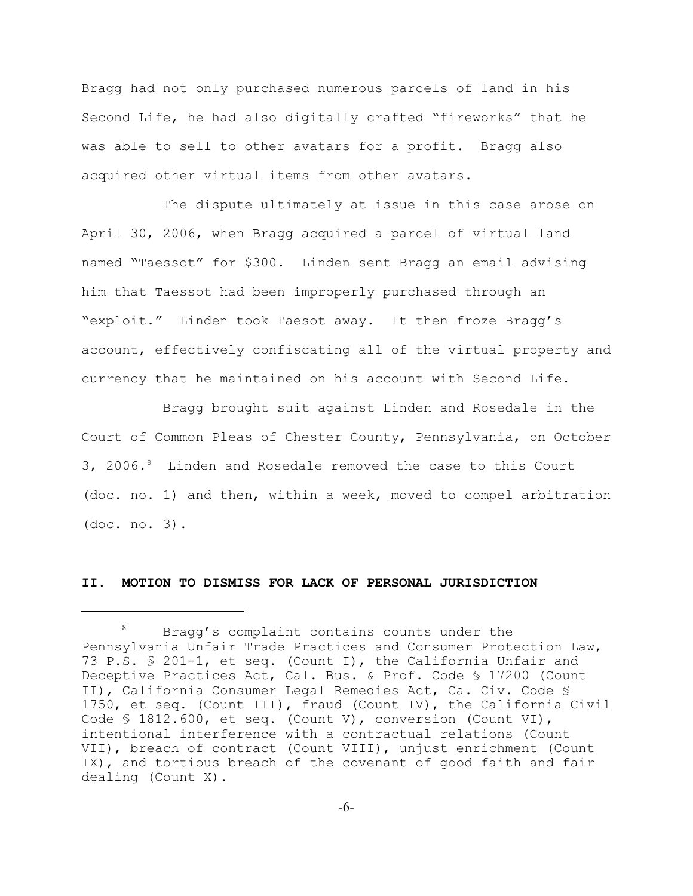Bragg had not only purchased numerous parcels of land in his Second Life, he had also digitally crafted "fireworks" that he was able to sell to other avatars for a profit. Bragg also acquired other virtual items from other avatars.

The dispute ultimately at issue in this case arose on April 30, 2006, when Bragg acquired a parcel of virtual land named "Taessot" for $300. Linden sent Bragg an email advising him that Taessot had been improperly purchased through an "exploit." Linden took Taesot away. It then froze Bragg's account, effectively confiscating all of the virtual property and currency that he maintained on his account with Second Life.

Bragg brought suit against Linden and Rosedale in the Court of Common Pleas of Chester County, Pennsylvania, on October 3, 2006.[8] Linden and Rosedale removed the case to this Court (doc. no. 1) and then, within a week, moved to compel arbitration (doc. no. 3).

## II. MOTION TO DISMISS FOR LACK OF PERSONAL JURISDICTION

---

[8] Bragg's complaint contains counts under the Pennsylvania Unfair Trade Practices and Consumer Protection Law, 73 P.S. § 201-1, et seq. (Count I), the California Unfair and Deceptive Practices Act, Cal. Bus. & Prof. Code § 17200 (Count II), California Consumer Legal Remedies Act, Ca. Civ. Code § 1750, et seq. (Count III), fraud (Count IV), the California Civil Code § 1812.600, et seq. (Count V), conversion (Count VI), intentional interference with a contractual relations (Count VII), breach of contract (Count VIII), unjust enrichment (Count IX), and tortious breach of the covenant of good faith and fair dealing (Count X).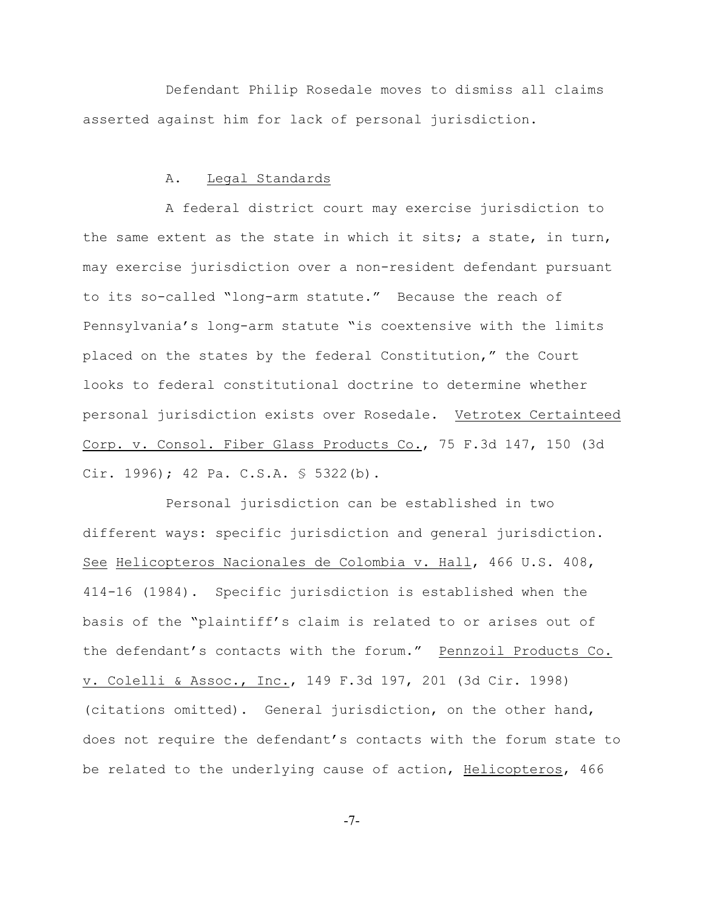Defendant Philip Rosedale moves to dismiss all claims asserted against him for lack of personal jurisdiction.

### A. Legal Standards

A federal district court may exercise jurisdiction to the same extent as the state in which it sits; a state, in turn, may exercise jurisdiction over a non-resident defendant pursuant to its so-called "long-arm statute." Because the reach of Pennsylvania's long-arm statute "is coextensive with the limits placed on the states by the federal Constitution," the Court looks to federal constitutional doctrine to determine whether personal jurisdiction exists over Rosedale. Vetrotex Certainteed Corp. v. Consol. Fiber Glass Products Co., 75 F.3d 147, 150 (3d Cir. 1996); 42 Pa. C.S.A. § 5322(b).

Personal jurisdiction can be established in two different ways: specific jurisdiction and general jurisdiction. See Helicopteros Nacionales de Colombia v. Hall, 466 U.S. 408, 414-16 (1984). Specific jurisdiction is established when the basis of the "plaintiff's claim is related to or arises out of the defendant's contacts with the forum." Pennzoil Products Co. v. Colelli & Assoc., Inc., 149 F.3d 197, 201 (3d Cir. 1998) (citations omitted). General jurisdiction, on the other hand, does not require the defendant's contacts with the forum state to be related to the underlying cause of action, Helicopteros, 466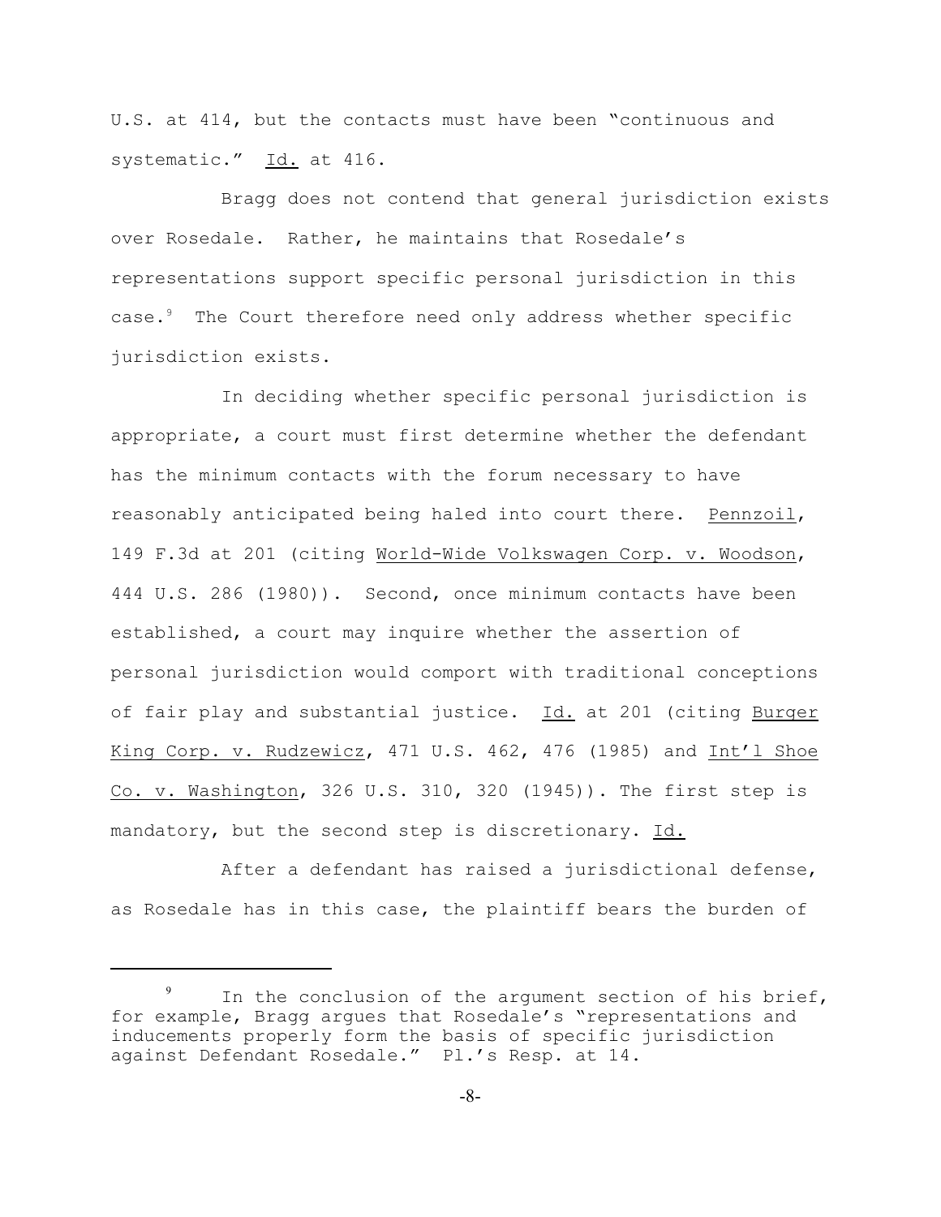U.S. at 414, but the contacts must have been "continuous and systematic." Id. at 416.

Bragg does not contend that general jurisdiction exists over Rosedale. Rather, he maintains that Rosedale's representations support specific personal jurisdiction in this case.[9] The Court therefore need only address whether specific jurisdiction exists.

In deciding whether specific personal jurisdiction is appropriate, a court must first determine whether the defendant has the minimum contacts with the forum necessary to have reasonably anticipated being haled into court there. Pennzoil, 149 F.3d at 201 (citing World-Wide Volkswagen Corp. v. Woodson, 444 U.S. 286 (1980)). Second, once minimum contacts have been established, a court may inquire whether the assertion of personal jurisdiction would comport with traditional conceptions of fair play and substantial justice. Id. at 201 (citing Burger King Corp. v. Rudzewicz, 471 U.S. 462, 476 (1985) and Int'l Shoe Co. v. Washington, 326 U.S. 310, 320 (1945)). The first step is mandatory, but the second step is discretionary. Id.

After a defendant has raised a jurisdictional defense, as Rosedale has in this case, the plaintiff bears the burden of

---

[9] In the conclusion of the argument section of his brief, for example, Bragg argues that Rosedale's "representations and inducements properly form the basis of specific jurisdiction against Defendant Rosedale." Pl.'s Resp. at 14.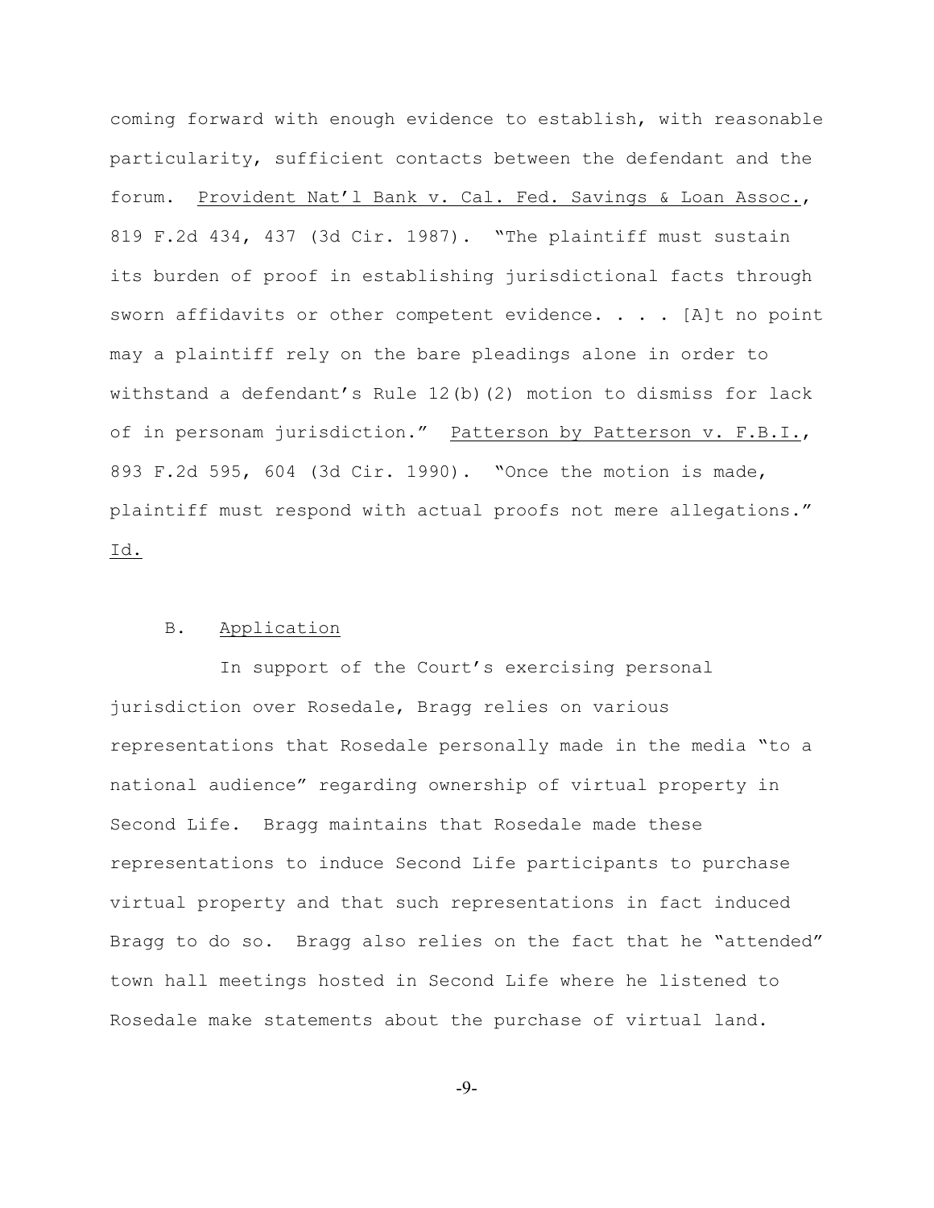coming forward with enough evidence to establish, with reasonable particularity, sufficient contacts between the defendant and the forum. Provident Nat'l Bank v. Cal. Fed. Savings & Loan Assoc., 819 F.2d 434, 437 (3d Cir. 1987). "The plaintiff must sustain its burden of proof in establishing jurisdictional facts through sworn affidavits or other competent evidence. . . . [A]t no point may a plaintiff rely on the bare pleadings alone in order to withstand a defendant's Rule 12(b)(2) motion to dismiss for lack of in personam jurisdiction." Patterson by Patterson v. F.B.I., 893 F.2d 595, 604 (3d Cir. 1990). "Once the motion is made, plaintiff must respond with actual proofs not mere allegations." Id.

### B. Application

In support of the Court's exercising personal jurisdiction over Rosedale, Bragg relies on various representations that Rosedale personally made in the media "to a national audience" regarding ownership of virtual property in Second Life. Bragg maintains that Rosedale made these representations to induce Second Life participants to purchase virtual property and that such representations in fact induced Bragg to do so. Bragg also relies on the fact that he "attended" town hall meetings hosted in Second Life where he listened to Rosedale make statements about the purchase of virtual land.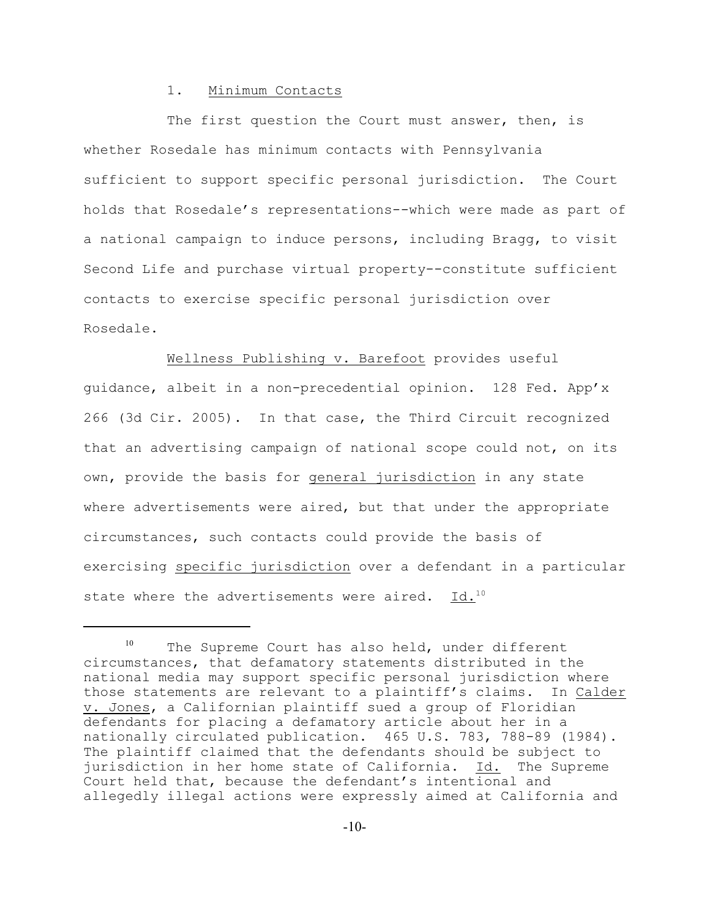### 1. Minimum Contacts

The first question the Court must answer, then, is whether Rosedale has minimum contacts with Pennsylvania sufficient to support specific personal jurisdiction. The Court holds that Rosedale's representations--which were made as part of a national campaign to induce persons, including Bragg, to visit Second Life and purchase virtual property--constitute sufficient contacts to exercise specific personal jurisdiction over Rosedale.

Wellness Publishing v. Barefoot provides useful guidance, albeit in a non-precedential opinion. 128 Fed. App'x 266 (3d Cir. 2005). In that case, the Third Circuit recognized that an advertising campaign of national scope could not, on its own, provide the basis for general jurisdiction in any state where advertisements were aired, but that under the appropriate circumstances, such contacts could provide the basis of exercising specific jurisdiction over a defendant in a particular state where the advertisements were aired. Id.[10]

---

[10] The Supreme Court has also held, under different circumstances, that defamatory statements distributed in the national media may support specific personal jurisdiction where those statements are relevant to a plaintiff's claims. In Calder v. Jones, a Californian plaintiff sued a group of Floridian defendants for placing a defamatory article about her in a nationally circulated publication. 465 U.S. 783, 788-89 (1984). The plaintiff claimed that the defendants should be subject to jurisdiction in her home state of California. Id. The Supreme Court held that, because the defendant's intentional and allegedly illegal actions were expressly aimed at California and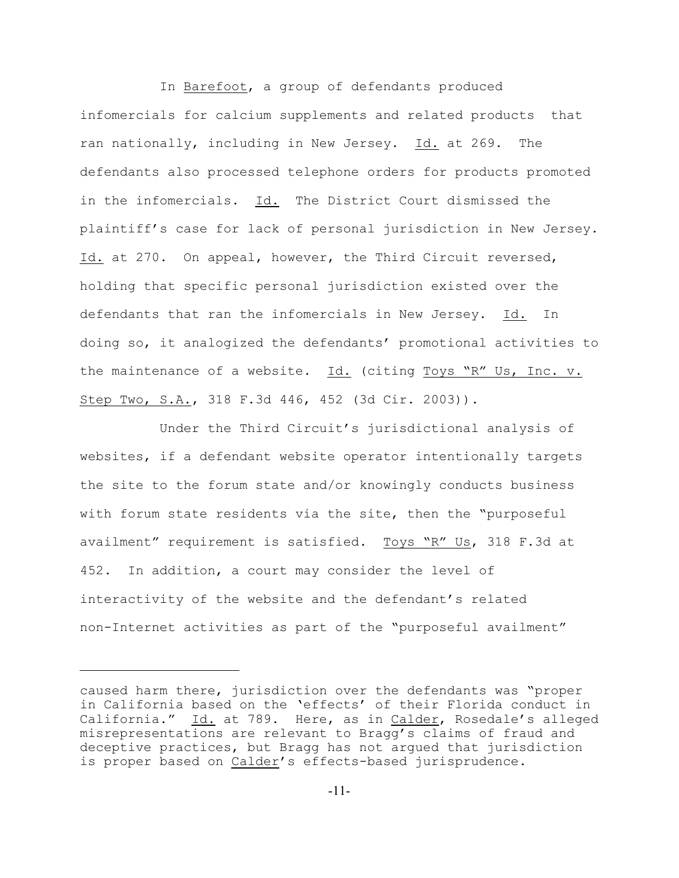In Barefoot, a group of defendants produced infomercials for calcium supplements and related products that ran nationally, including in New Jersey. Id. at 269. The defendants also processed telephone orders for products promoted in the infomercials. Id. The District Court dismissed the plaintiff's case for lack of personal jurisdiction in New Jersey. Id. at 270. On appeal, however, the Third Circuit reversed, holding that specific personal jurisdiction existed over the defendants that ran the infomercials in New Jersey. Id. In doing so, it analogized the defendants' promotional activities to the maintenance of a website. Id. (citing Toys "R" Us, Inc. v. Step Two, S.A., 318 F.3d 446, 452 (3d Cir. 2003)).

Under the Third Circuit's jurisdictional analysis of websites, if a defendant website operator intentionally targets the site to the forum state and/or knowingly conducts business with forum state residents via the site, then the "purposeful availment" requirement is satisfied. Toys "R" Us, 318 F.3d at 452. In addition, a court may consider the level of interactivity of the website and the defendant's related non-Internet activities as part of the "purposeful availment"

---

caused harm there, jurisdiction over the defendants was "proper in California based on the 'effects' of their Florida conduct in California." Id. at 789. Here, as in Calder, Rosedale's alleged misrepresentations are relevant to Bragg's claims of fraud and deceptive practices, but Bragg has not argued that jurisdiction is proper based on Calder's effects-based jurisprudence.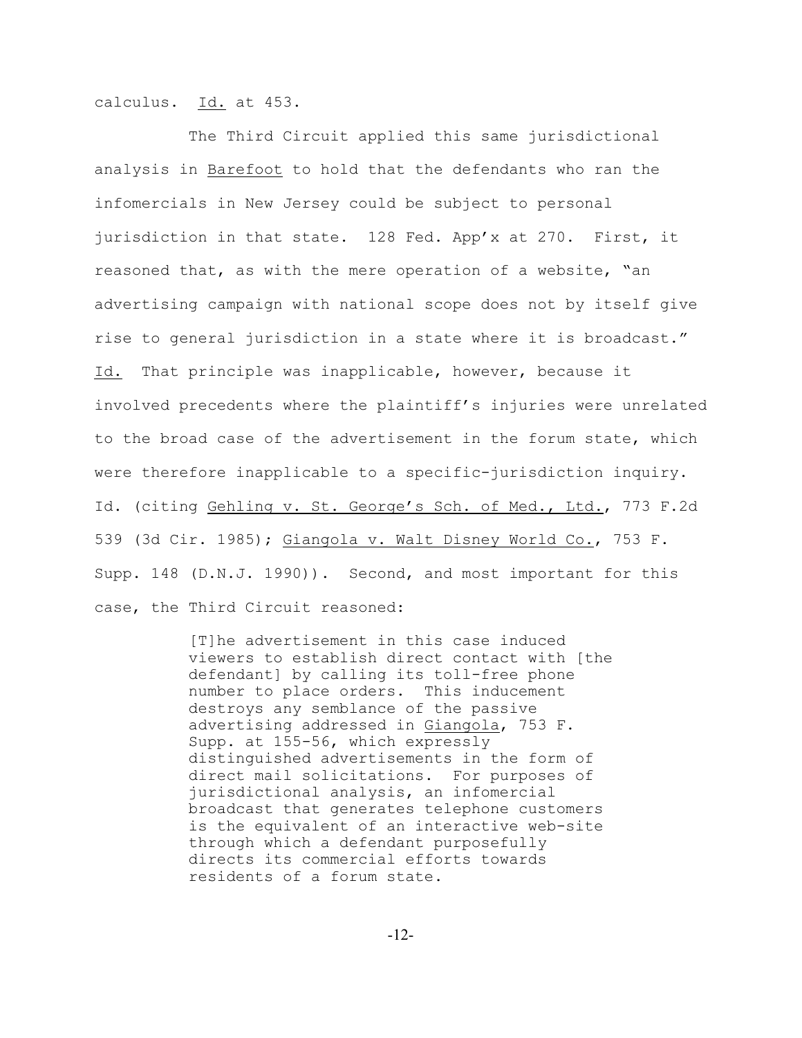calculus. Id. at 453.

The Third Circuit applied this same jurisdictional analysis in Barefoot to hold that the defendants who ran the infomercials in New Jersey could be subject to personal jurisdiction in that state. 128 Fed. App'x at 270. First, it reasoned that, as with the mere operation of a website, "an advertising campaign with national scope does not by itself give rise to general jurisdiction in a state where it is broadcast." Id. That principle was inapplicable, however, because it involved precedents where the plaintiff's injuries were unrelated to the broad case of the advertisement in the forum state, which were therefore inapplicable to a specific-jurisdiction inquiry. Id. (citing Gehling v. St. George's Sch. of Med., Ltd., 773 F.2d 539 (3d Cir. 1985); Giangola v. Walt Disney World Co., 753 F. Supp. 148 (D.N.J. 1990)). Second, and most important for this case, the Third Circuit reasoned:

> [T]he advertisement in this case induced viewers to establish direct contact with [the defendant] by calling its toll-free phone number to place orders. This inducement destroys any semblance of the passive advertising addressed in Giangola, 753 F. Supp. at 155-56, which expressly distinguished advertisements in the form of direct mail solicitations. For purposes of jurisdictional analysis, an infomercial broadcast that generates telephone customers is the equivalent of an interactive web-site through which a defendant purposefully directs its commercial efforts towards residents of a forum state.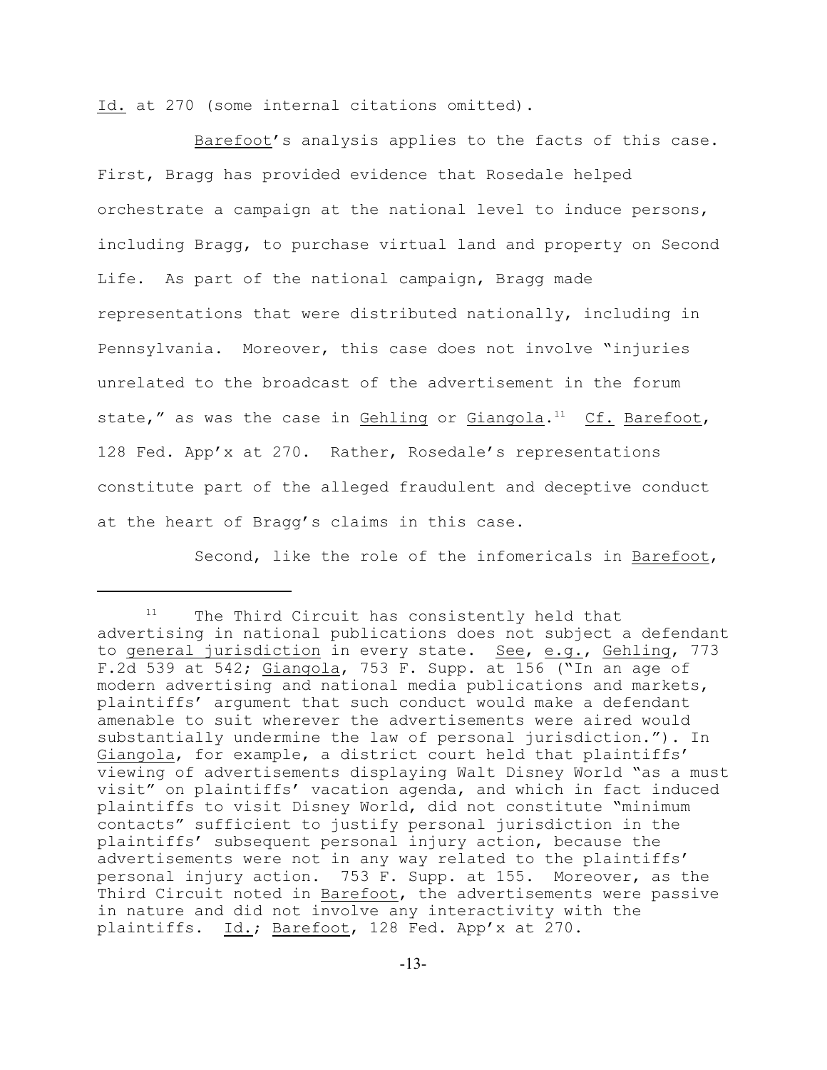Id. at 270 (some internal citations omitted).

Barefoot's analysis applies to the facts of this case. First, Bragg has provided evidence that Rosedale helped orchestrate a campaign at the national level to induce persons, including Bragg, to purchase virtual land and property on Second Life. As part of the national campaign, Bragg made representations that were distributed nationally, including in Pennsylvania. Moreover, this case does not involve "injuries unrelated to the broadcast of the advertisement in the forum state," as was the case in Gehling or Giangola.[11] Cf. Barefoot, 128 Fed. App'x at 270. Rather, Rosedale's representations constitute part of the alleged fraudulent and deceptive conduct at the heart of Bragg's claims in this case.

Second, like the role of the infomericals in Barefoot,

---

[11] The Third Circuit has consistently held that advertising in national publications does not subject a defendant to general jurisdiction in every state. See, e.g., Gehling, 773 F.2d 539 at 542; Giangola, 753 F. Supp. at 156 ("In an age of modern advertising and national media publications and markets, plaintiffs' argument that such conduct would make a defendant amenable to suit wherever the advertisements were aired would substantially undermine the law of personal jurisdiction."). In Giangola, for example, a district court held that plaintiffs' viewing of advertisements displaying Walt Disney World "as a must visit" on plaintiffs' vacation agenda, and which in fact induced plaintiffs to visit Disney World, did not constitute "minimum contacts" sufficient to justify personal jurisdiction in the plaintiffs' subsequent personal injury action, because the advertisements were not in any way related to the plaintiffs' personal injury action. 753 F. Supp. at 155. Moreover, as the Third Circuit noted in Barefoot, the advertisements were passive in nature and did not involve any interactivity with the plaintiffs. Id.; Barefoot, 128 Fed. App'x at 270.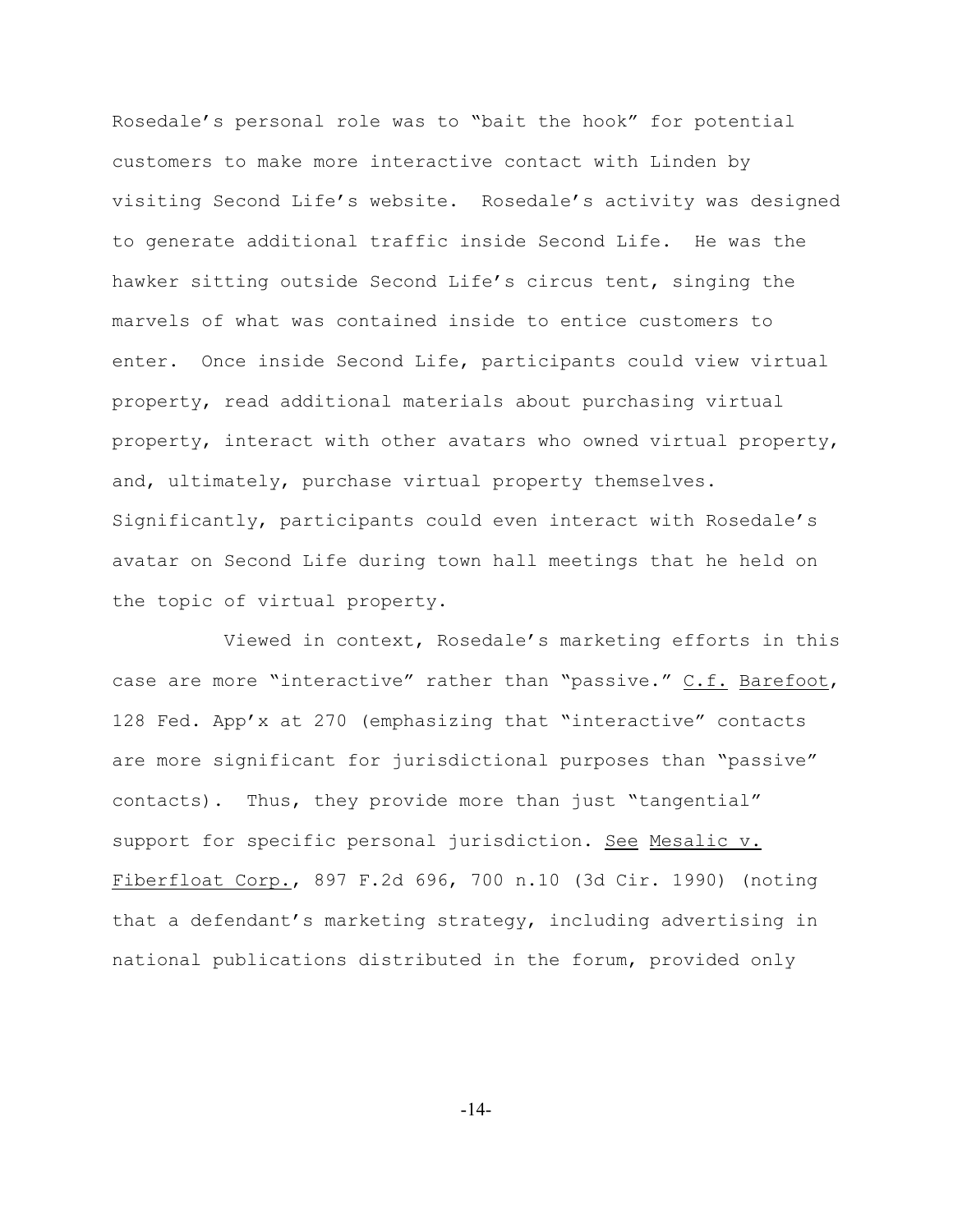Rosedale's personal role was to "bait the hook" for potential customers to make more interactive contact with Linden by visiting Second Life's website. Rosedale's activity was designed to generate additional traffic inside Second Life. He was the hawker sitting outside Second Life's circus tent, singing the marvels of what was contained inside to entice customers to enter. Once inside Second Life, participants could view virtual property, read additional materials about purchasing virtual property, interact with other avatars who owned virtual property, and, ultimately, purchase virtual property themselves. Significantly, participants could even interact with Rosedale's avatar on Second Life during town hall meetings that he held on the topic of virtual property.

Viewed in context, Rosedale's marketing efforts in this case are more "interactive" rather than "passive." C.f. Barefoot, 128 Fed. App'x at 270 (emphasizing that "interactive" contacts are more significant for jurisdictional purposes than "passive" contacts). Thus, they provide more than just "tangential" support for specific personal jurisdiction. See Mesalic v. Fiberfloat Corp., 897 F.2d 696, 700 n.10 (3d Cir. 1990) (noting that a defendant's marketing strategy, including advertising in national publications distributed in the forum, provided only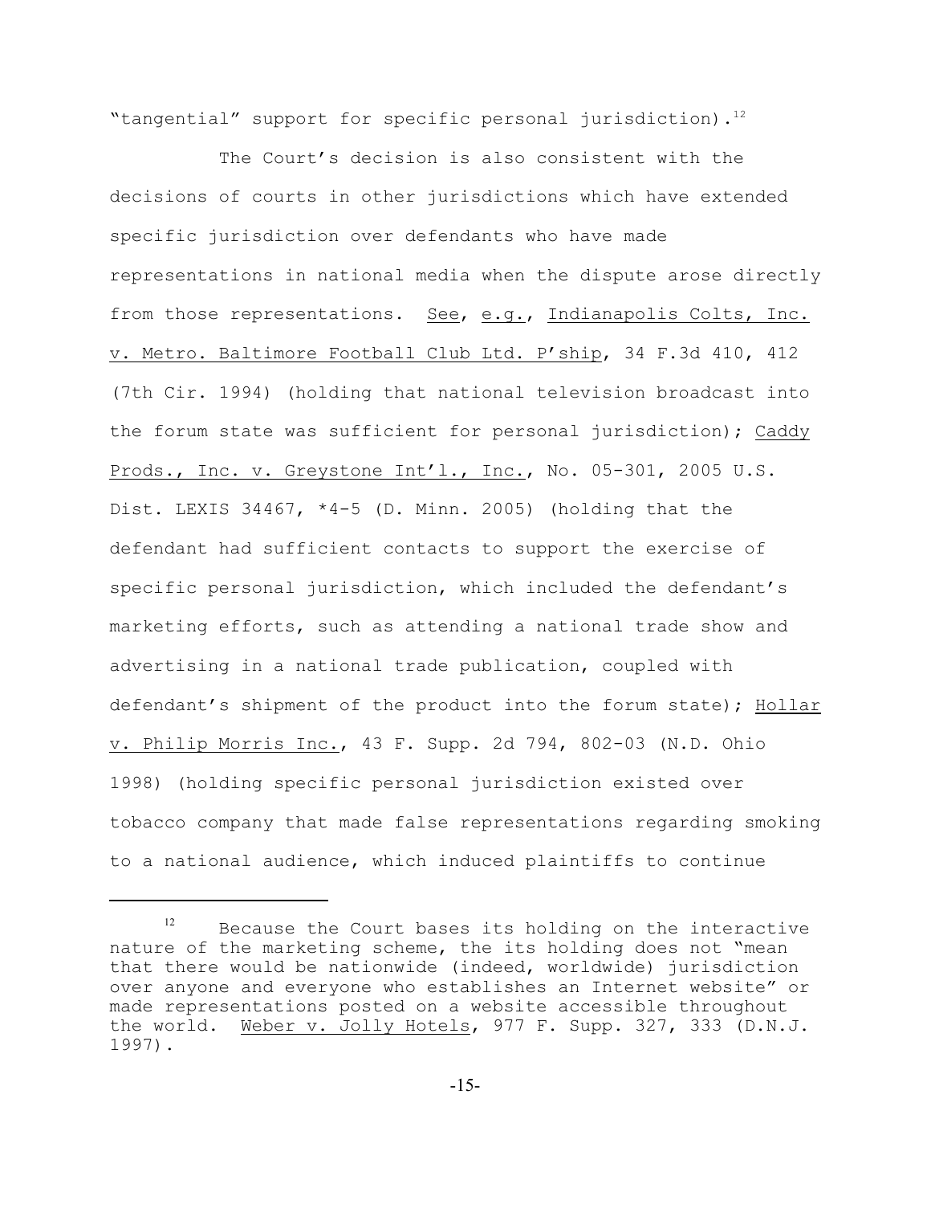"tangential" support for specific personal jurisdiction).[12]

The Court's decision is also consistent with the decisions of courts in other jurisdictions which have extended specific jurisdiction over defendants who have made representations in national media when the dispute arose directly from those representations. See, e.g., Indianapolis Colts, Inc. v. Metro. Baltimore Football Club Ltd. P'ship, 34 F.3d 410, 412 (7th Cir. 1994) (holding that national television broadcast into the forum state was sufficient for personal jurisdiction); Caddy Prods., Inc. v. Greystone Int'l., Inc., No. 05-301, 2005 U.S. Dist. LEXIS 34467, *4-5 (D. Minn. 2005) (holding that the defendant had sufficient contacts to support the exercise of specific personal jurisdiction, which included the defendant's marketing efforts, such as attending a national trade show and advertising in a national trade publication, coupled with defendant's shipment of the product into the forum state); Hollar v. Philip Morris Inc., 43 F. Supp. 2d 794, 802-03 (N.D. Ohio 1998) (holding specific personal jurisdiction existed over tobacco company that made false representations regarding smoking to a national audience, which induced plaintiffs to continue

---

[12] Because the Court bases its holding on the interactive nature of the marketing scheme, the its holding does not "mean that there would be nationwide (indeed, worldwide) jurisdiction over anyone and everyone who establishes an Internet website" or made representations posted on a website accessible throughout the world. Weber v. Jolly Hotels, 977 F. Supp. 327, 333 (D.N.J. 1997).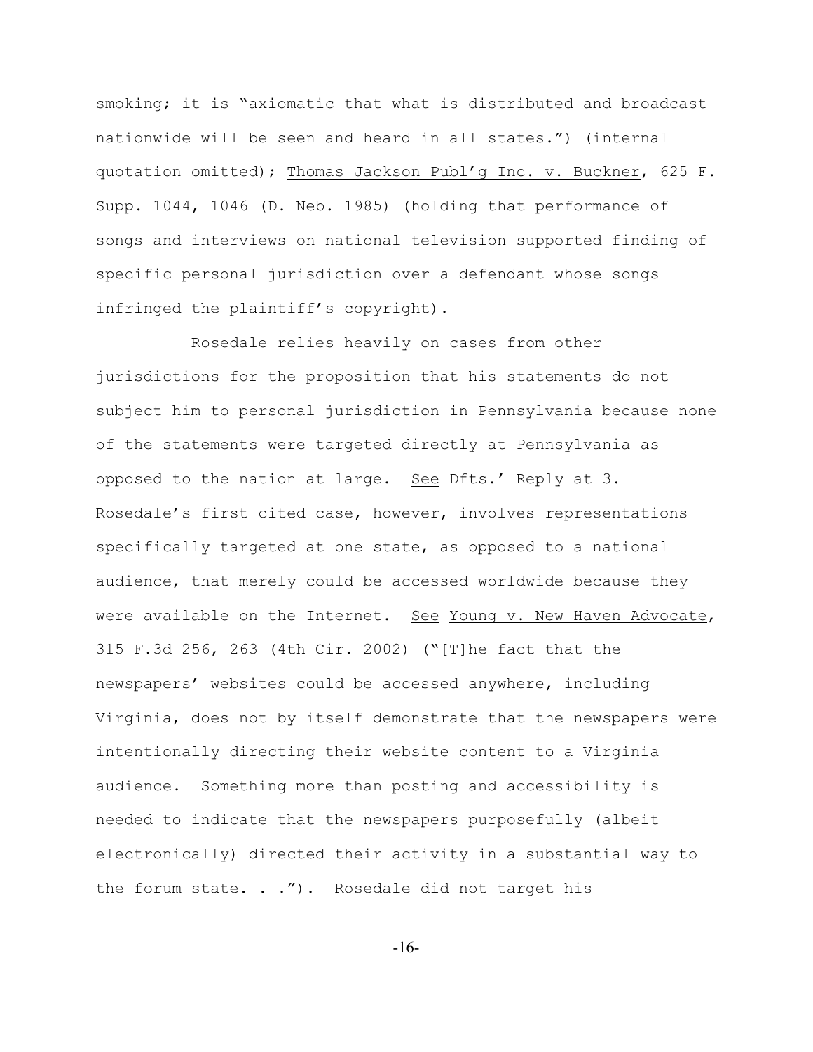smoking; it is "axiomatic that what is distributed and broadcast nationwide will be seen and heard in all states.") (internal quotation omitted); Thomas Jackson Publ'g Inc. v. Buckner, 625 F. Supp. 1044, 1046 (D. Neb. 1985) (holding that performance of songs and interviews on national television supported finding of specific personal jurisdiction over a defendant whose songs infringed the plaintiff's copyright).

Rosedale relies heavily on cases from other jurisdictions for the proposition that his statements do not subject him to personal jurisdiction in Pennsylvania because none of the statements were targeted directly at Pennsylvania as opposed to the nation at large. See Dfts.' Reply at 3. Rosedale's first cited case, however, involves representations specifically targeted at one state, as opposed to a national audience, that merely could be accessed worldwide because they were available on the Internet. See Young v. New Haven Advocate, 315 F.3d 256, 263 (4th Cir. 2002) ("[T]he fact that the newspapers' websites could be accessed anywhere, including Virginia, does not by itself demonstrate that the newspapers were intentionally directing their website content to a Virginia audience. Something more than posting and accessibility is needed to indicate that the newspapers purposefully (albeit electronically) directed their activity in a substantial way to the forum state. . ."). Rosedale did not target his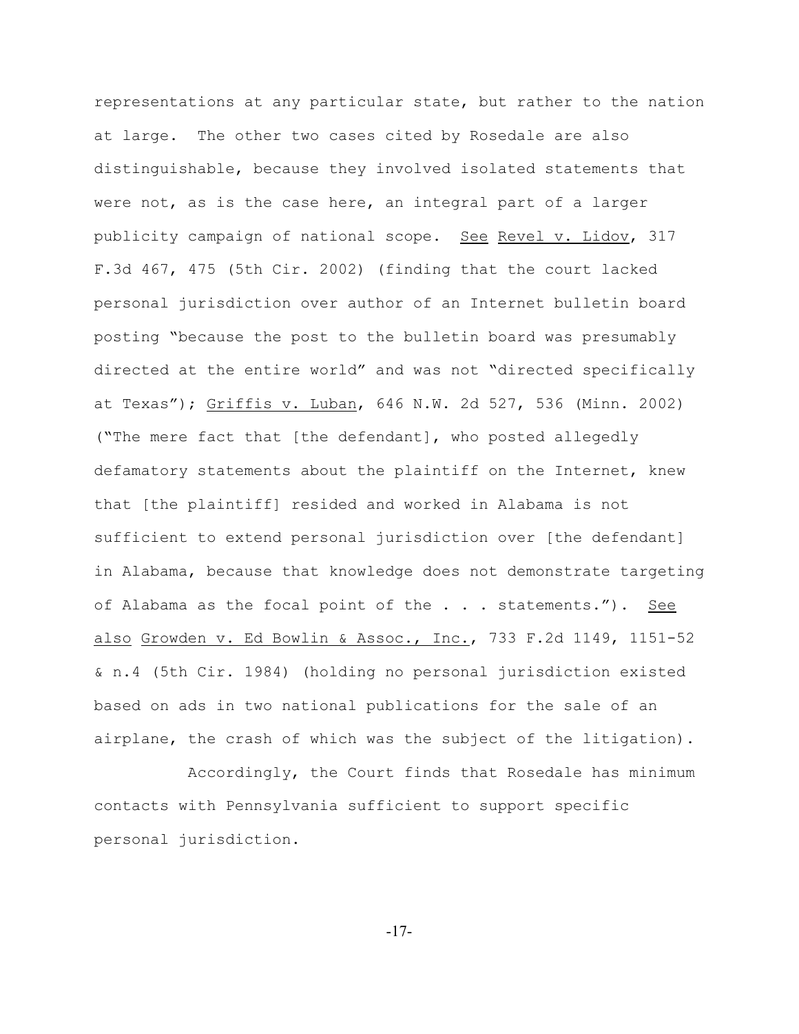representations at any particular state, but rather to the nation at large. The other two cases cited by Rosedale are also distinguishable, because they involved isolated statements that were not, as is the case here, an integral part of a larger publicity campaign of national scope. See Revel v. Lidov, 317 F.3d 467, 475 (5th Cir. 2002) (finding that the court lacked personal jurisdiction over author of an Internet bulletin board posting "because the post to the bulletin board was presumably directed at the entire world" and was not "directed specifically at Texas"); Griffis v. Luban, 646 N.W. 2d 527, 536 (Minn. 2002) ("The mere fact that [the defendant], who posted allegedly defamatory statements about the plaintiff on the Internet, knew that [the plaintiff] resided and worked in Alabama is not sufficient to extend personal jurisdiction over [the defendant] in Alabama, because that knowledge does not demonstrate targeting of Alabama as the focal point of the . . . statements."). See also Growden v. Ed Bowlin & Assoc., Inc., 733 F.2d 1149, 1151-52 & n.4 (5th Cir. 1984) (holding no personal jurisdiction existed based on ads in two national publications for the sale of an airplane, the crash of which was the subject of the litigation).

Accordingly, the Court finds that Rosedale has minimum contacts with Pennsylvania sufficient to support specific personal jurisdiction.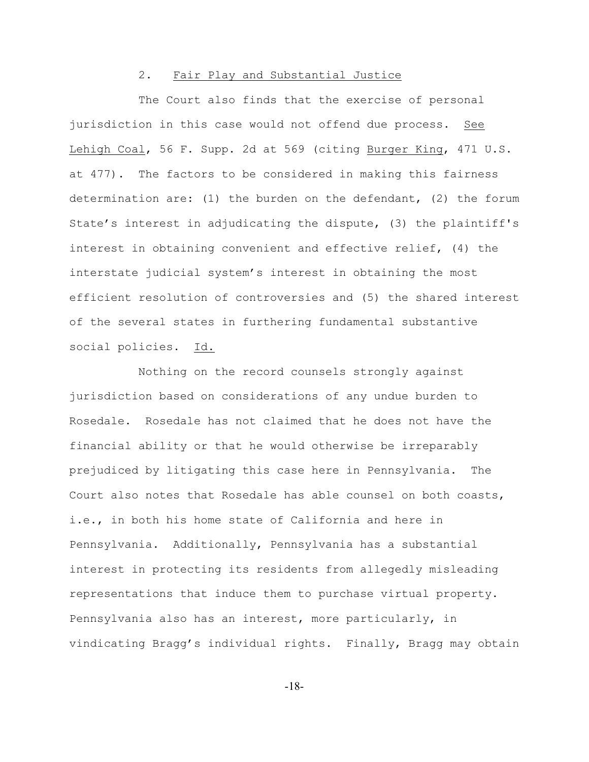### 2. Fair Play and Substantial Justice

The Court also finds that the exercise of personal jurisdiction in this case would not offend due process. See Lehigh Coal, 56 F. Supp. 2d at 569 (citing Burger King, 471 U.S. at 477). The factors to be considered in making this fairness determination are: (1) the burden on the defendant, (2) the forum State's interest in adjudicating the dispute, (3) the plaintiff's interest in obtaining convenient and effective relief, (4) the interstate judicial system's interest in obtaining the most efficient resolution of controversies and (5) the shared interest of the several states in furthering fundamental substantive social policies. Id.

Nothing on the record counsels strongly against jurisdiction based on considerations of any undue burden to Rosedale. Rosedale has not claimed that he does not have the financial ability or that he would otherwise be irreparably prejudiced by litigating this case here in Pennsylvania. The Court also notes that Rosedale has able counsel on both coasts, i.e., in both his home state of California and here in Pennsylvania. Additionally, Pennsylvania has a substantial interest in protecting its residents from allegedly misleading representations that induce them to purchase virtual property. Pennsylvania also has an interest, more particularly, in vindicating Bragg's individual rights. Finally, Bragg may obtain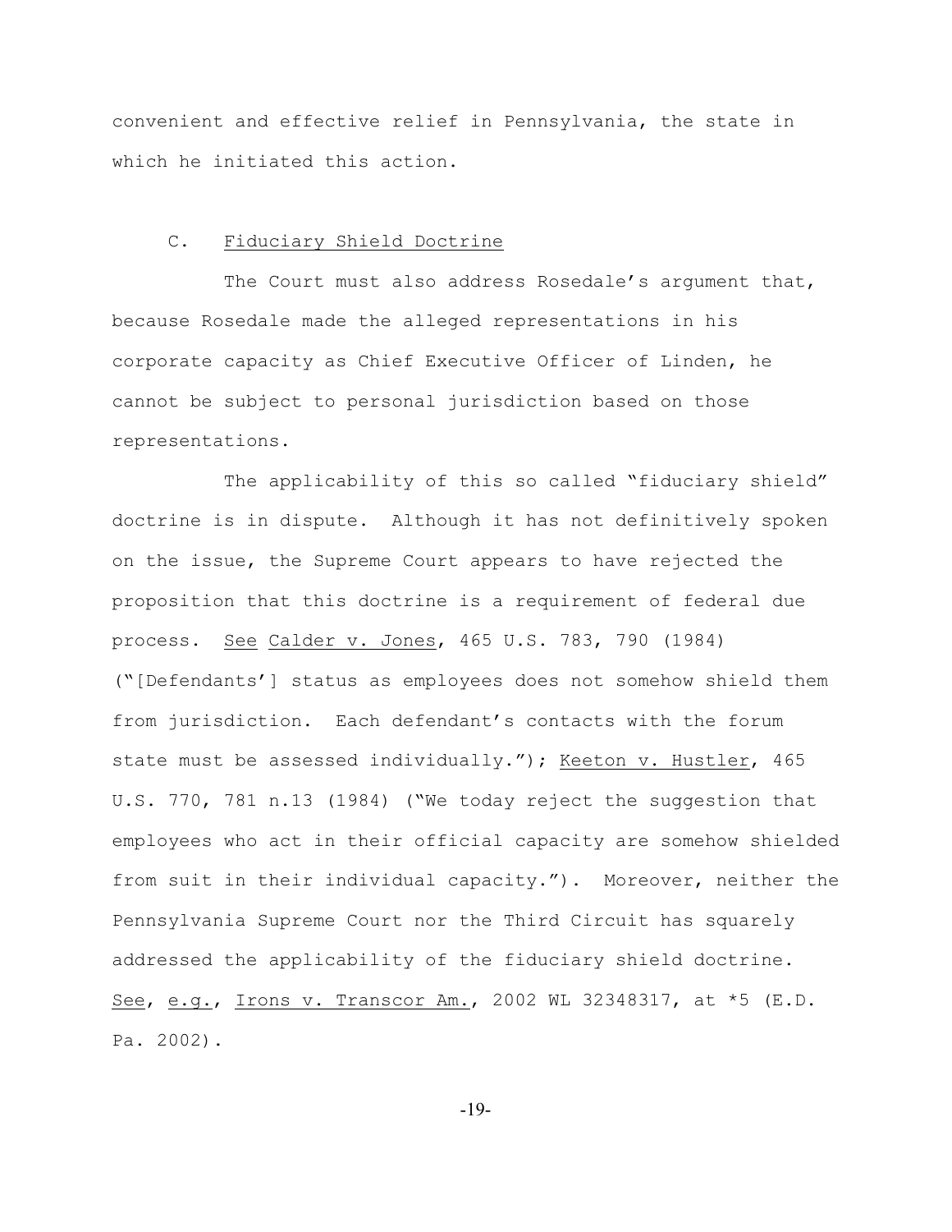convenient and effective relief in Pennsylvania, the state in which he initiated this action.

### C. Fiduciary Shield Doctrine

The Court must also address Rosedale's argument that, because Rosedale made the alleged representations in his corporate capacity as Chief Executive Officer of Linden, he cannot be subject to personal jurisdiction based on those representations.

The applicability of this so called "fiduciary shield" doctrine is in dispute. Although it has not definitively spoken on the issue, the Supreme Court appears to have rejected the proposition that this doctrine is a requirement of federal due process. See Calder v. Jones, 465 U.S. 783, 790 (1984) ("[Defendants'] status as employees does not somehow shield them from jurisdiction. Each defendant's contacts with the forum state must be assessed individually."); Keeton v. Hustler, 465 U.S. 770, 781 n.13 (1984) ("We today reject the suggestion that employees who act in their official capacity are somehow shielded from suit in their individual capacity."). Moreover, neither the Pennsylvania Supreme Court nor the Third Circuit has squarely addressed the applicability of the fiduciary shield doctrine. See, e.g., Irons v. Transcor Am., 2002 WL 32348317, at *5 (E.D. Pa. 2002).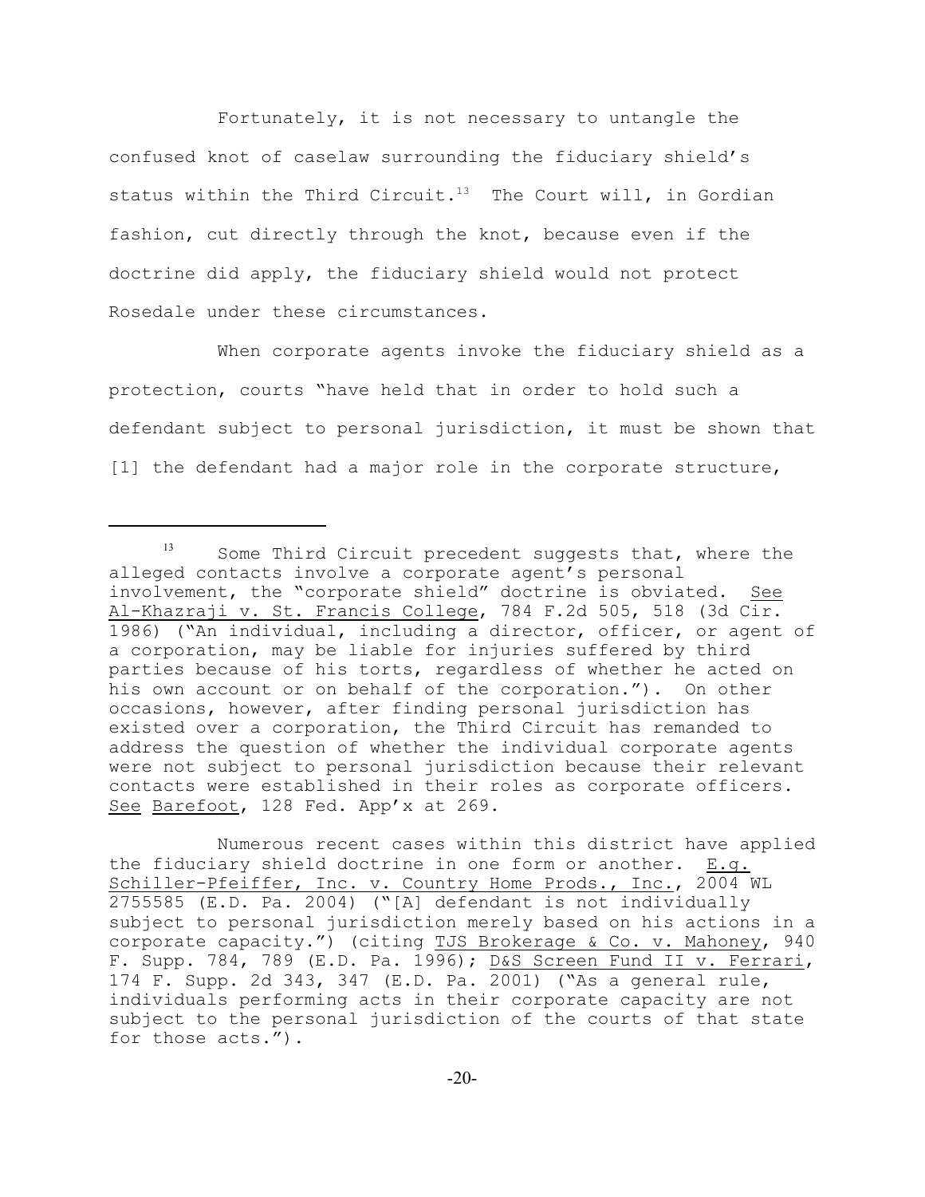Fortunately, it is not necessary to untangle the confused knot of caselaw surrounding the fiduciary shield's status within the Third Circuit.[13] The Court will, in Gordian fashion, cut directly through the knot, because even if the doctrine did apply, the fiduciary shield would not protect Rosedale under these circumstances.

When corporate agents invoke the fiduciary shield as a protection, courts "have held that in order to hold such a defendant subject to personal jurisdiction, it must be shown that [1] the defendant had a major role in the corporate structure,

---

[13] Some Third Circuit precedent suggests that, where the alleged contacts involve a corporate agent's personal involvement, the "corporate shield" doctrine is obviated. See Al-Khazraji v. St. Francis College, 784 F.2d 505, 518 (3d Cir. 1986) ("An individual, including a director, officer, or agent of a corporation, may be liable for injuries suffered by third parties because of his torts, regardless of whether he acted on his own account or on behalf of the corporation."). On other occasions, however, after finding personal jurisdiction has existed over a corporation, the Third Circuit has remanded to address the question of whether the individual corporate agents were not subject to personal jurisdiction because their relevant contacts were established in their roles as corporate officers. See Barefoot, 128 Fed. App'x at 269.

Numerous recent cases within this district have applied the fiduciary shield doctrine in one form or another. E.g. Schiller-Pfeiffer, Inc. v. Country Home Prods., Inc., 2004 WL 2755585 (E.D. Pa. 2004) ("[A] defendant is not individually subject to personal jurisdiction merely based on his actions in a corporate capacity.") (citing TJS Brokerage & Co. v. Mahoney, 940 F. Supp. 784, 789 (E.D. Pa. 1996); D&S Screen Fund II v. Ferrari, 174 F. Supp. 2d 343, 347 (E.D. Pa. 2001) ("As a general rule, individuals performing acts in their corporate capacity are not subject to the personal jurisdiction of the courts of that state for those acts.").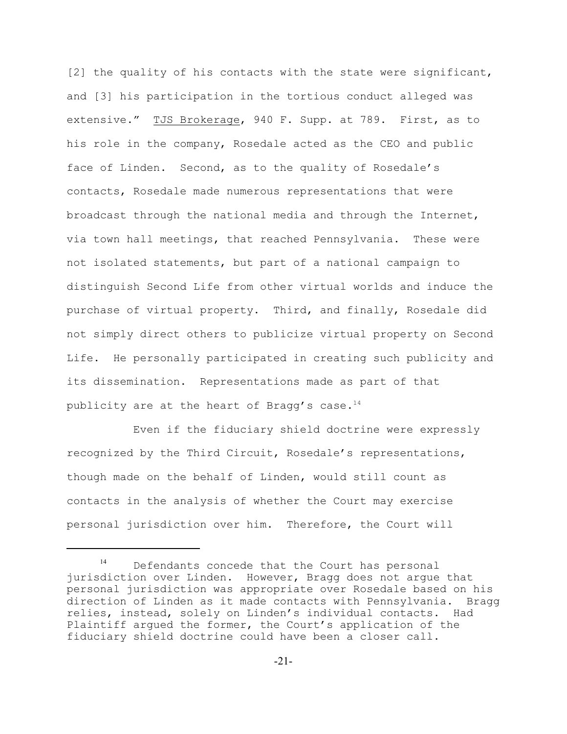[2] the quality of his contacts with the state were significant, and [3] his participation in the tortious conduct alleged was extensive." TJS Brokerage, 940 F. Supp. at 789. First, as to his role in the company, Rosedale acted as the CEO and public face of Linden. Second, as to the quality of Rosedale's contacts, Rosedale made numerous representations that were broadcast through the national media and through the Internet, via town hall meetings, that reached Pennsylvania. These were not isolated statements, but part of a national campaign to distinguish Second Life from other virtual worlds and induce the purchase of virtual property. Third, and finally, Rosedale did not simply direct others to publicize virtual property on Second Life. He personally participated in creating such publicity and its dissemination. Representations made as part of that publicity are at the heart of Bragg's case.[14]

Even if the fiduciary shield doctrine were expressly recognized by the Third Circuit, Rosedale's representations, though made on the behalf of Linden, would still count as contacts in the analysis of whether the Court may exercise personal jurisdiction over him. Therefore, the Court will

---

[14] Defendants concede that the Court has personal jurisdiction over Linden. However, Bragg does not argue that personal jurisdiction was appropriate over Rosedale based on his direction of Linden as it made contacts with Pennsylvania. Bragg relies, instead, solely on Linden's individual contacts. Had Plaintiff argued the former, the Court's application of the fiduciary shield doctrine could have been a closer call.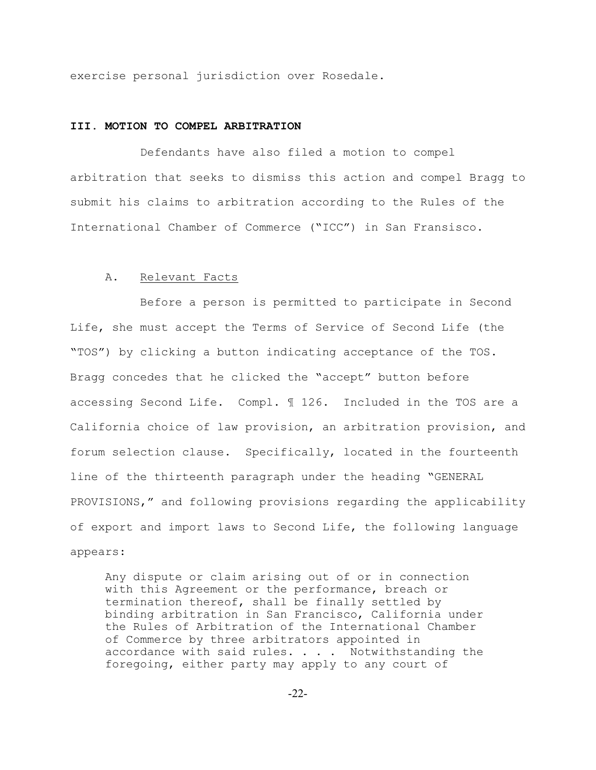exercise personal jurisdiction over Rosedale.

## III. MOTION TO COMPEL ARBITRATION

Defendants have also filed a motion to compel arbitration that seeks to dismiss this action and compel Bragg to submit his claims to arbitration according to the Rules of the International Chamber of Commerce ("ICC") in San Fransisco.

### A. Relevant Facts

Before a person is permitted to participate in Second Life, she must accept the Terms of Service of Second Life (the "TOS") by clicking a button indicating acceptance of the TOS. Bragg concedes that he clicked the "accept" button before accessing Second Life. Compl. ¶ 126. Included in the TOS are a California choice of law provision, an arbitration provision, and forum selection clause. Specifically, located in the fourteenth line of the thirteenth paragraph under the heading "GENERAL PROVISIONS," and following provisions regarding the applicability of export and import laws to Second Life, the following language appears:

> Any dispute or claim arising out of or in connection with this Agreement or the performance, breach or termination thereof, shall be finally settled by binding arbitration in San Francisco, California under the Rules of Arbitration of the International Chamber of Commerce by three arbitrators appointed in accordance with said rules. . . . Notwithstanding the foregoing, either party may apply to any court of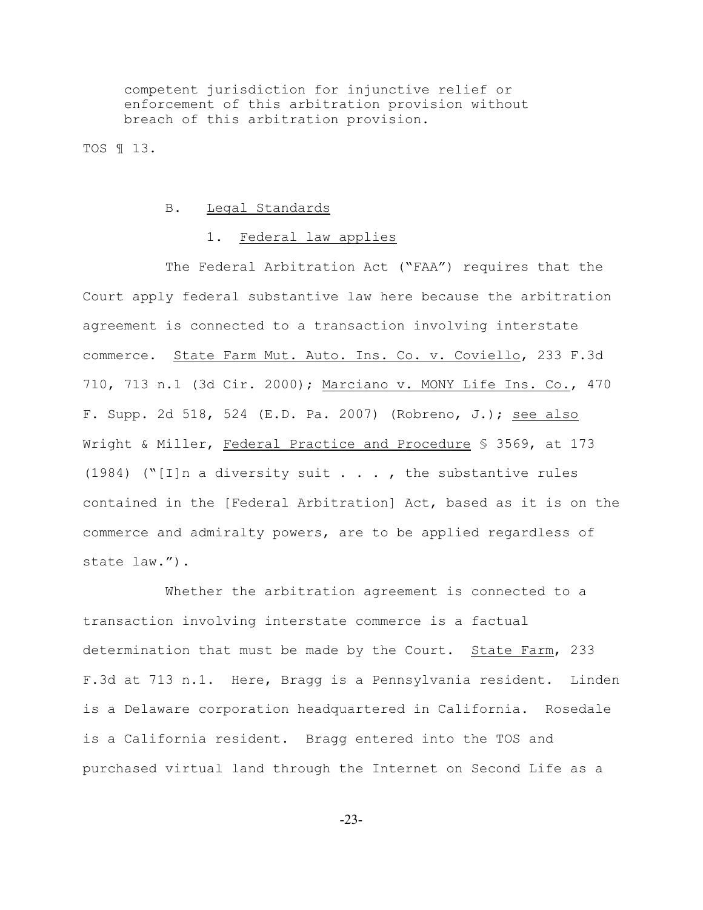competent jurisdiction for injunctive relief or enforcement of this arbitration provision without breach of this arbitration provision.

TOS ¶ 13.

### B. Legal Standards

#### 1. Federal law applies

The Federal Arbitration Act ("FAA") requires that the Court apply federal substantive law here because the arbitration agreement is connected to a transaction involving interstate commerce. State Farm Mut. Auto. Ins. Co. v. Coviello, 233 F.3d 710, 713 n.1 (3d Cir. 2000); Marciano v. MONY Life Ins. Co., 470 F. Supp. 2d 518, 524 (E.D. Pa. 2007) (Robreno, J.); see also Wright & Miller, Federal Practice and Procedure § 3569, at 173 (1984) ("[I]n a diversity suit . . . , the substantive rules contained in the [Federal Arbitration] Act, based as it is on the commerce and admiralty powers, are to be applied regardless of state law.").

Whether the arbitration agreement is connected to a transaction involving interstate commerce is a factual determination that must be made by the Court. State Farm, 233 F.3d at 713 n.1. Here, Bragg is a Pennsylvania resident. Linden is a Delaware corporation headquartered in California. Rosedale is a California resident. Bragg entered into the TOS and purchased virtual land through the Internet on Second Life as a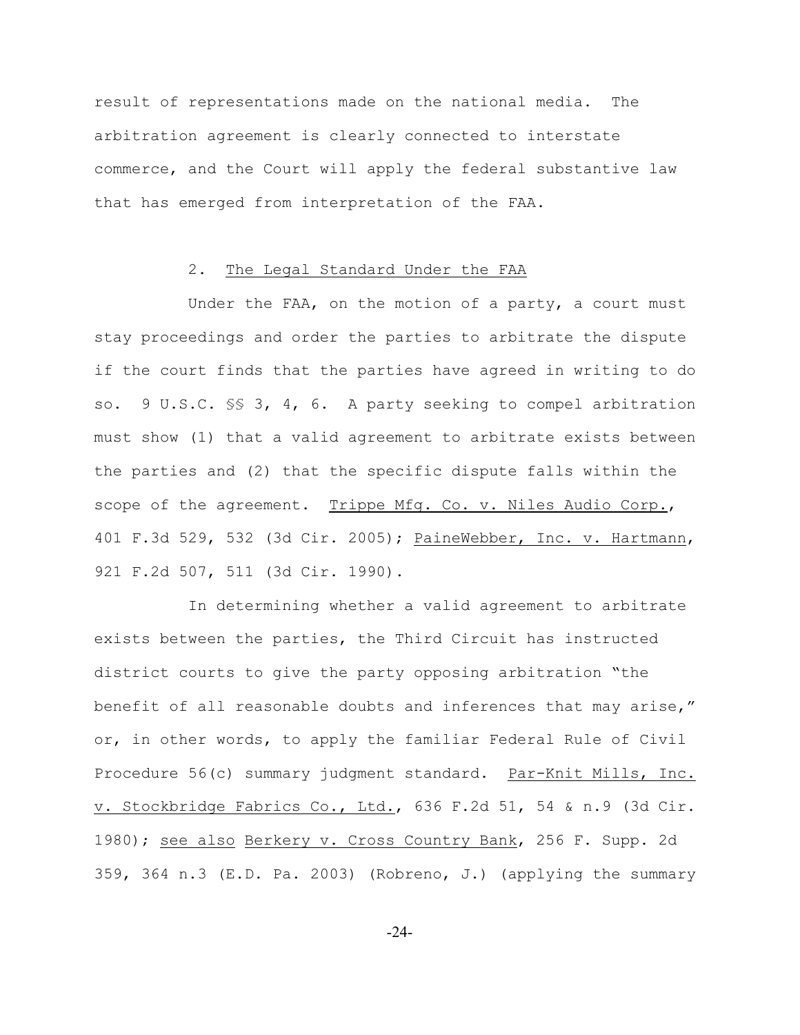result of representations made on the national media. The arbitration agreement is clearly connected to interstate commerce, and the Court will apply the federal substantive law that has emerged from interpretation of the FAA.

2. The Legal Standard Under the FAA

Under the FAA, on the motion of a party, a court must stay proceedings and order the parties to arbitrate the dispute if the court finds that the parties have agreed in writing to do so. 9 U.S.C. §§ 3, 4, 6. A party seeking to compel arbitration must show (1) that a valid agreement to arbitrate exists between the parties and (2) that the specific dispute falls within the scope of the agreement. Trippe Mfg. Co. v. Niles Audio Corp., 401 F.3d 529, 532 (3d Cir. 2005); PaineWebber, Inc. v. Hartmann, 921 F.2d 507, 511 (3d Cir. 1990).

In determining whether a valid agreement to arbitrate exists between the parties, the Third Circuit has instructed district courts to give the party opposing arbitration "the benefit of all reasonable doubts and inferences that may arise," or, in other words, to apply the familiar Federal Rule of Civil Procedure 56(c) summary judgment standard. Par-Knit Mills, Inc. v. Stockbridge Fabrics Co., Ltd., 636 F.2d 51, 54 & n.9 (3d Cir. 1980); see also Berkery v. Cross Country Bank, 256 F. Supp. 2d 359, 364 n.3 (E.D. Pa. 2003) (Robreno, J.) (applying the summary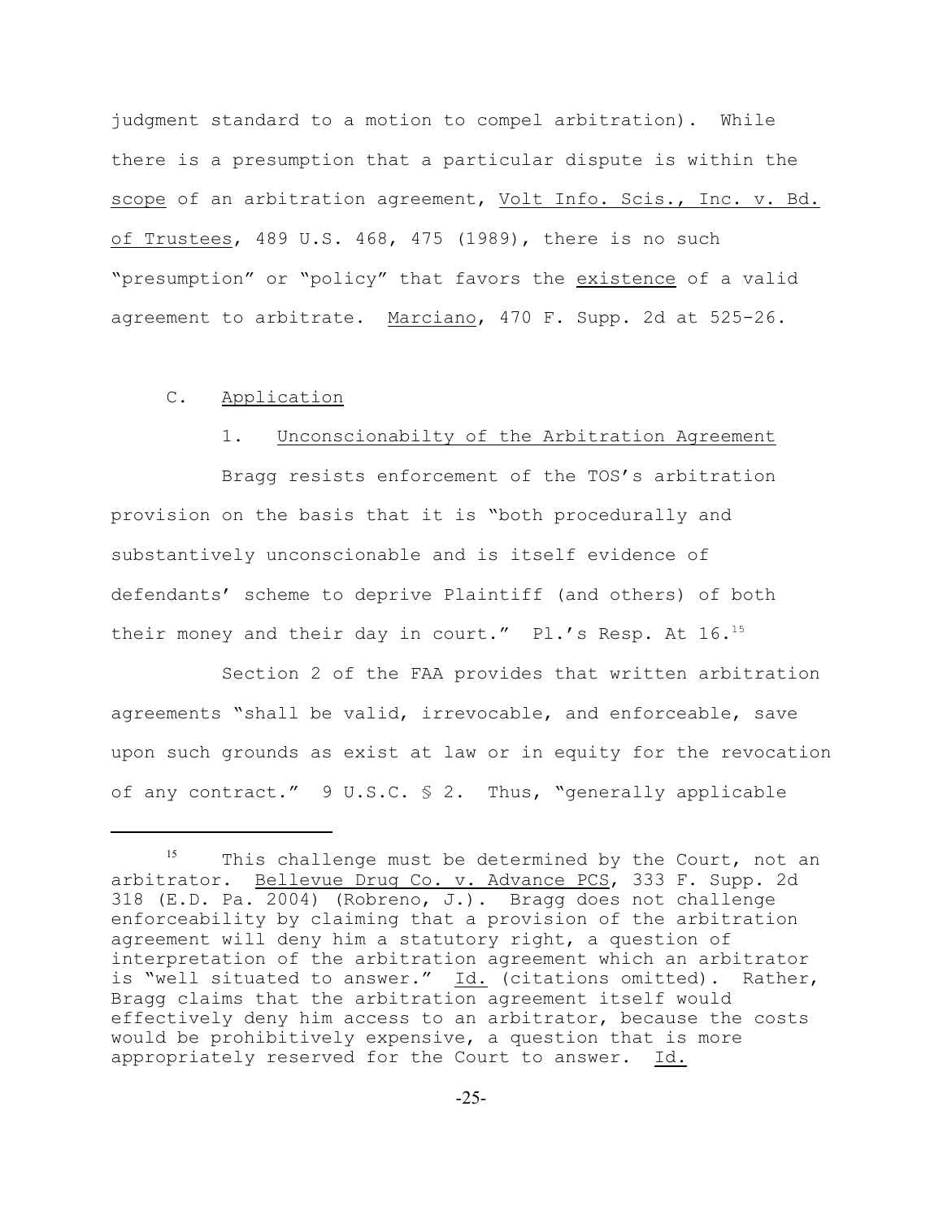judgment standard to a motion to compel arbitration). While there is a presumption that a particular dispute is within the scope of an arbitration agreement, Volt Info. Scis., Inc. v. Bd. of Trustees, 489 U.S. 468, 475 (1989), there is no such "presumption" or "policy" that favors the existence of a valid agreement to arbitrate. Marciano, 470 F. Supp. 2d at 525-26.

### C. Application

#### 1. Unconscionabilty of the Arbitration Agreement

Bragg resists enforcement of the TOS's arbitration provision on the basis that it is "both procedurally and substantively unconscionable and is itself evidence of defendants' scheme to deprive Plaintiff (and others) of both their money and their day in court." Pl.'s Resp. At 16.[15]

Section 2 of the FAA provides that written arbitration agreements "shall be valid, irrevocable, and enforceable, save upon such grounds as exist at law or in equity for the revocation of any contract." 9 U.S.C. § 2. Thus, "generally applicable

---

[15] This challenge must be determined by the Court, not an arbitrator. Bellevue Drug Co. v. Advance PCS, 333 F. Supp. 2d 318 (E.D. Pa. 2004) (Robreno, J.). Bragg does not challenge enforceability by claiming that a provision of the arbitration agreement will deny him a statutory right, a question of interpretation of the arbitration agreement which an arbitrator is "well situated to answer." Id. (citations omitted). Rather, Bragg claims that the arbitration agreement itself would effectively deny him access to an arbitrator, because the costs would be prohibitively expensive, a question that is more appropriately reserved for the Court to answer. Id.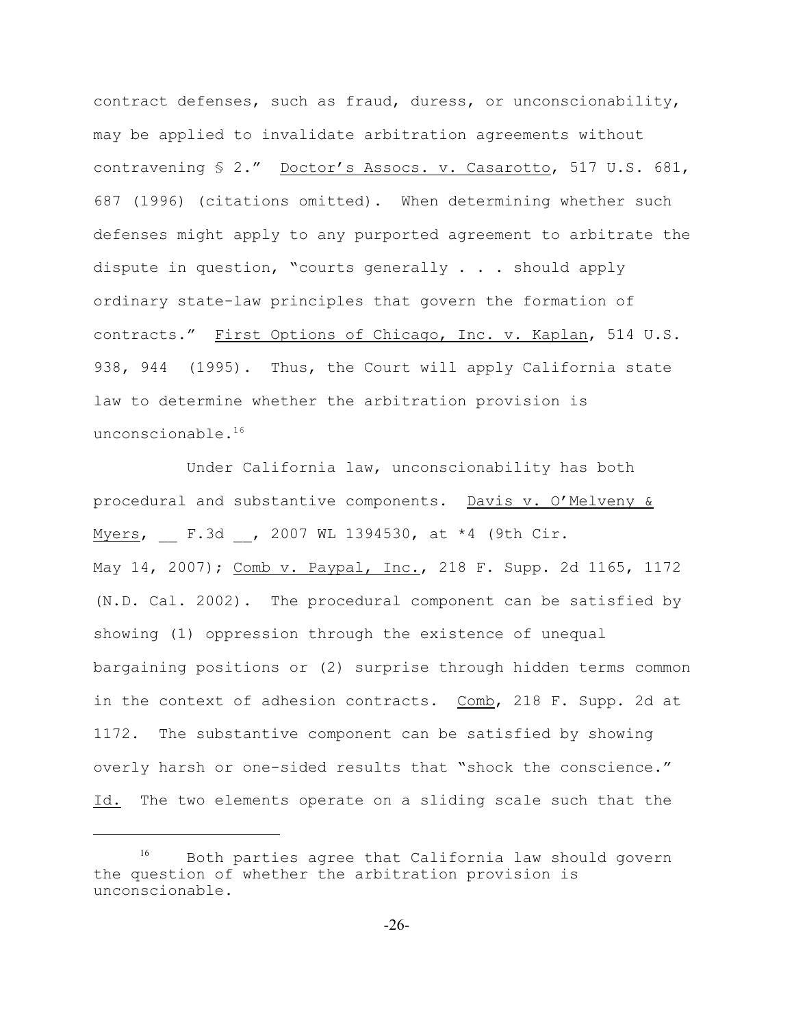contract defenses, such as fraud, duress, or unconscionability, may be applied to invalidate arbitration agreements without contravening § 2." Doctor's Assocs. v. Casarotto, 517 U.S. 681, 687 (1996) (citations omitted). When determining whether such defenses might apply to any purported agreement to arbitrate the dispute in question, "courts generally . . . should apply ordinary state-law principles that govern the formation of contracts." First Options of Chicago, Inc. v. Kaplan, 514 U.S. 938, 944 (1995). Thus, the Court will apply California state law to determine whether the arbitration provision is unconscionable.[16]

Under California law, unconscionability has both procedural and substantive components. Davis v. O'Melveny & Myers, __ F.3d __, 2007 WL 1394530, at *4 (9th Cir. May 14, 2007); Comb v. Paypal, Inc., 218 F. Supp. 2d 1165, 1172 (N.D. Cal. 2002). The procedural component can be satisfied by showing (1) oppression through the existence of unequal bargaining positions or (2) surprise through hidden terms common in the context of adhesion contracts. Comb, 218 F. Supp. 2d at 1172. The substantive component can be satisfied by showing overly harsh or one-sided results that "shock the conscience." Id. The two elements operate on a sliding scale such that the

---

[16] Both parties agree that California law should govern the question of whether the arbitration provision is unconscionable.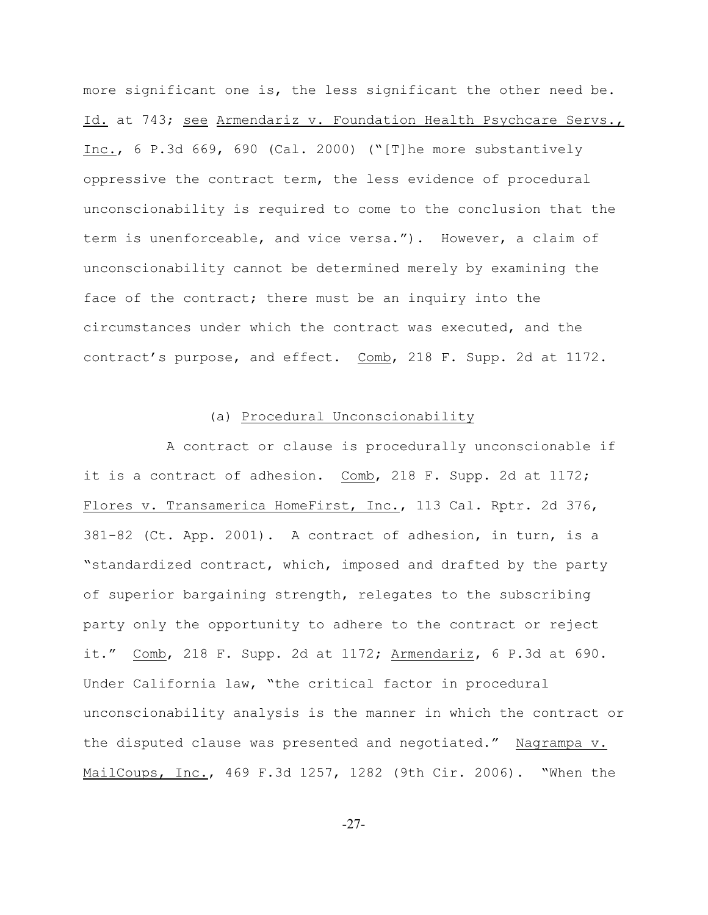more significant one is, the less significant the other need be. Id. at 743; see Armendariz v. Foundation Health Psychcare Servs., Inc., 6 P.3d 669, 690 (Cal. 2000) ("[T]he more substantively oppressive the contract term, the less evidence of procedural unconscionability is required to come to the conclusion that the term is unenforceable, and vice versa."). However, a claim of unconscionability cannot be determined merely by examining the face of the contract; there must be an inquiry into the circumstances under which the contract was executed, and the contract's purpose, and effect. Comb, 218 F. Supp. 2d at 1172.

(a) Procedural Unconscionability

A contract or clause is procedurally unconscionable if it is a contract of adhesion. Comb, 218 F. Supp. 2d at 1172; Flores v. Transamerica HomeFirst, Inc., 113 Cal. Rptr. 2d 376, 381-82 (Ct. App. 2001). A contract of adhesion, in turn, is a "standardized contract, which, imposed and drafted by the party of superior bargaining strength, relegates to the subscribing party only the opportunity to adhere to the contract or reject it." Comb, 218 F. Supp. 2d at 1172; Armendariz, 6 P.3d at 690. Under California law, "the critical factor in procedural unconscionability analysis is the manner in which the contract or the disputed clause was presented and negotiated." Nagrampa v. MailCoups, Inc., 469 F.3d 1257, 1282 (9th Cir. 2006). "When the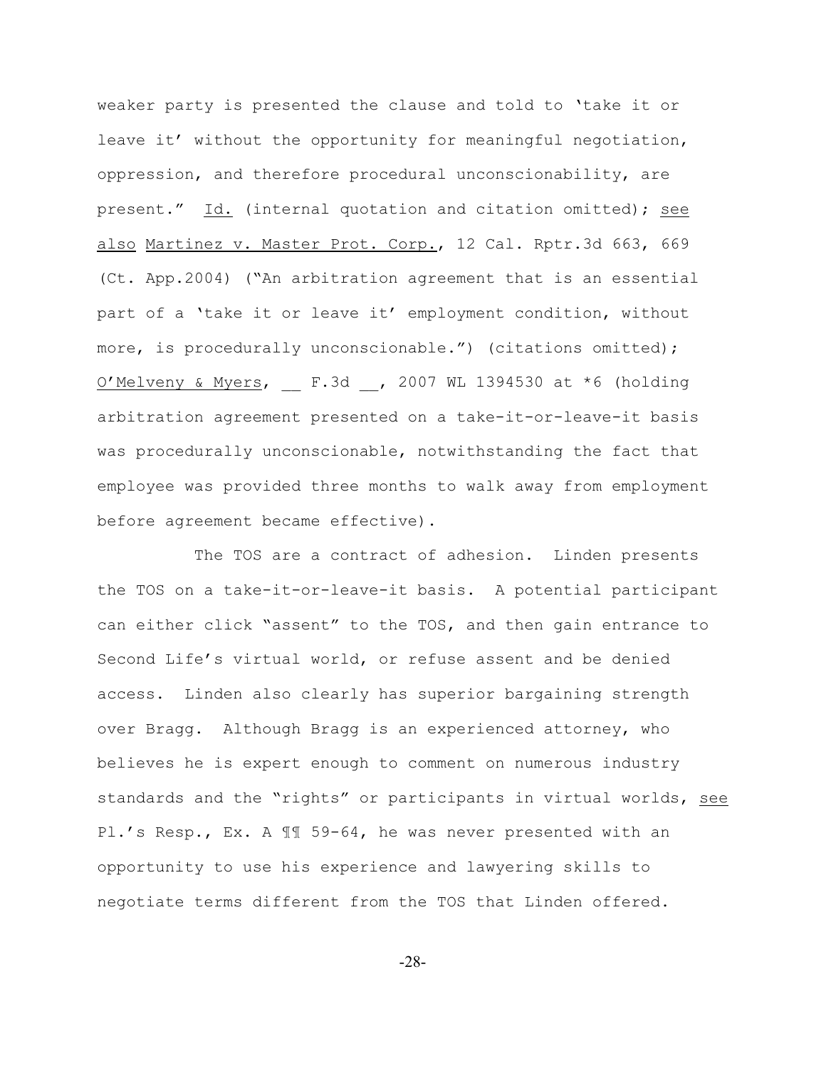weaker party is presented the clause and told to 'take it or leave it' without the opportunity for meaningful negotiation, oppression, and therefore procedural unconscionability, are present." Id. (internal quotation and citation omitted); see also Martinez v. Master Prot. Corp., 12 Cal. Rptr.3d 663, 669 (Ct. App.2004) ("An arbitration agreement that is an essential part of a 'take it or leave it' employment condition, without more, is procedurally unconscionable.") (citations omitted); O'Melveny & Myers, __ F.3d __, 2007 WL 1394530 at *6 (holding arbitration agreement presented on a take-it-or-leave-it basis was procedurally unconscionable, notwithstanding the fact that employee was provided three months to walk away from employment before agreement became effective).

The TOS are a contract of adhesion. Linden presents the TOS on a take-it-or-leave-it basis. A potential participant can either click "assent" to the TOS, and then gain entrance to Second Life's virtual world, or refuse assent and be denied access. Linden also clearly has superior bargaining strength over Bragg. Although Bragg is an experienced attorney, who believes he is expert enough to comment on numerous industry standards and the "rights" or participants in virtual worlds, see Pl.'s Resp., Ex. A ¶¶ 59-64, he was never presented with an opportunity to use his experience and lawyering skills to negotiate terms different from the TOS that Linden offered.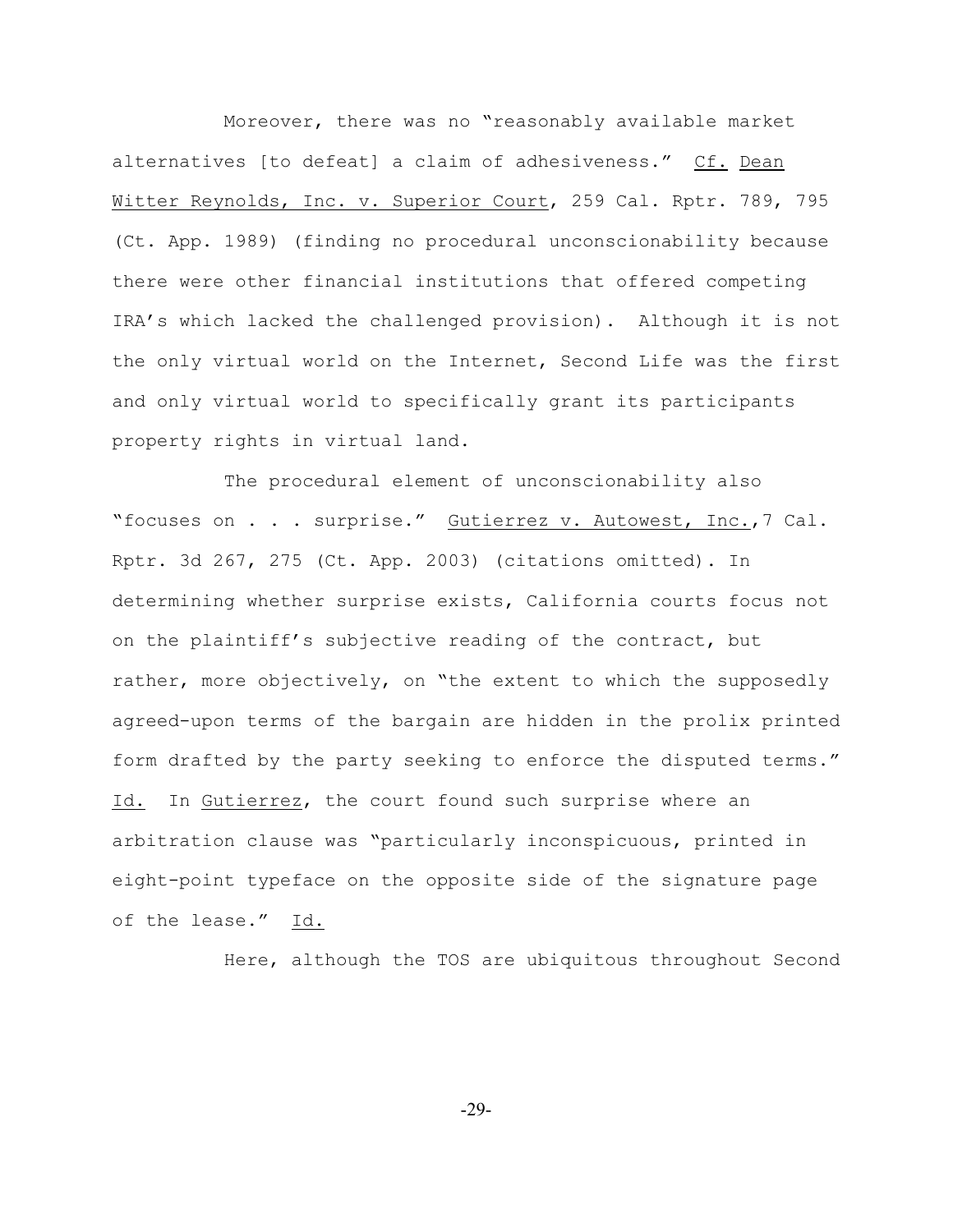Moreover, there was no "reasonably available market alternatives [to defeat] a claim of adhesiveness." Cf. Dean Witter Reynolds, Inc. v. Superior Court, 259 Cal. Rptr. 789, 795 (Ct. App. 1989) (finding no procedural unconscionability because there were other financial institutions that offered competing IRA's which lacked the challenged provision). Although it is not the only virtual world on the Internet, Second Life was the first and only virtual world to specifically grant its participants property rights in virtual land.

The procedural element of unconscionability also "focuses on . . . surprise." Gutierrez v. Autowest, Inc.,7 Cal. Rptr. 3d 267, 275 (Ct. App. 2003) (citations omitted). In determining whether surprise exists, California courts focus not on the plaintiff's subjective reading of the contract, but rather, more objectively, on "the extent to which the supposedly agreed-upon terms of the bargain are hidden in the prolix printed form drafted by the party seeking to enforce the disputed terms." Id. In Gutierrez, the court found such surprise where an arbitration clause was "particularly inconspicuous, printed in eight-point typeface on the opposite side of the signature page of the lease." Id.

Here, although the TOS are ubiquitous throughout Second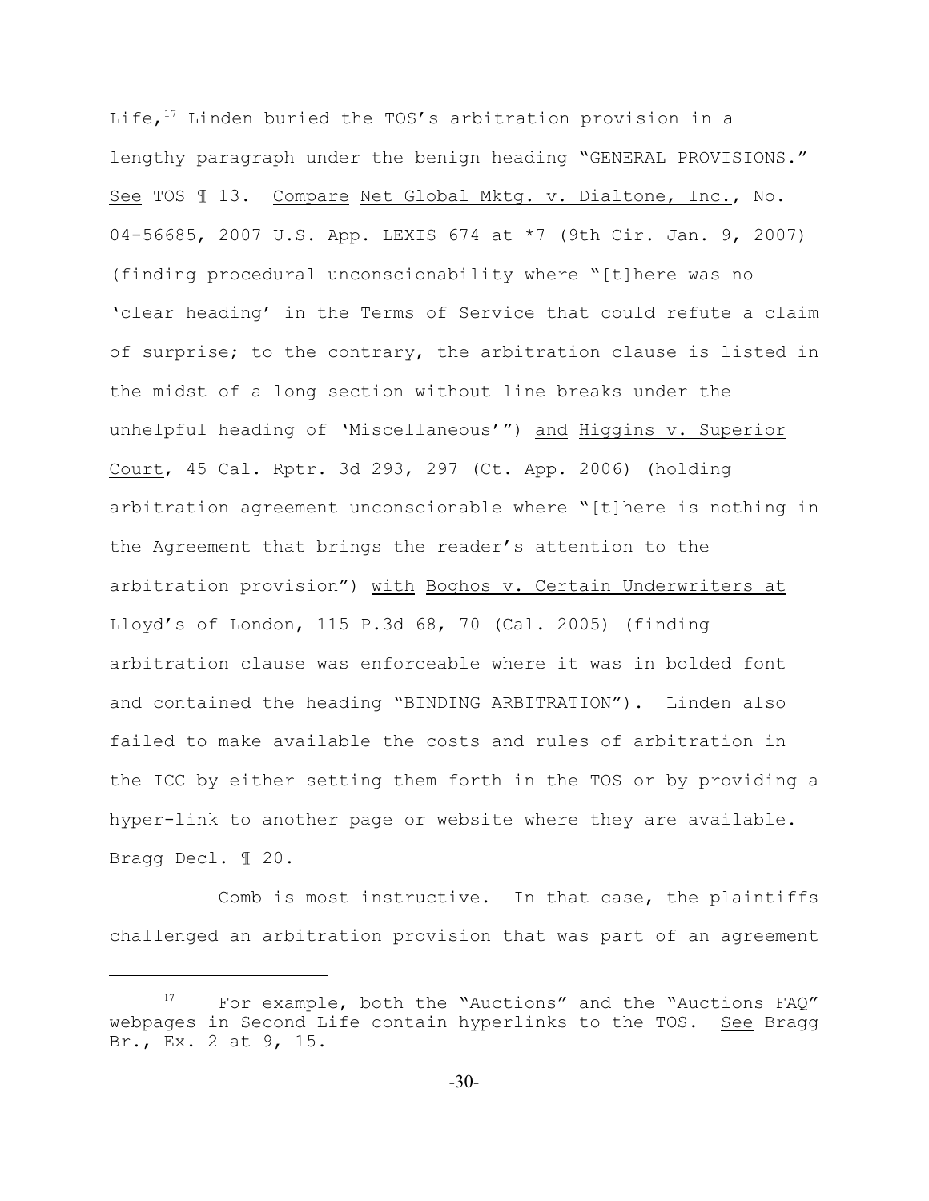Life,[17] Linden buried the TOS's arbitration provision in a lengthy paragraph under the benign heading "GENERAL PROVISIONS." See TOS ¶ 13. Compare Net Global Mktg. v. Dialtone, Inc., No. 04-56685, 2007 U.S. App. LEXIS 674 at *7 (9th Cir. Jan. 9, 2007) (finding procedural unconscionability where "[t]here was no 'clear heading' in the Terms of Service that could refute a claim of surprise; to the contrary, the arbitration clause is listed in the midst of a long section without line breaks under the unhelpful heading of 'Miscellaneous'") and Higgins v. Superior Court, 45 Cal. Rptr. 3d 293, 297 (Ct. App. 2006) (holding arbitration agreement unconscionable where "[t]here is nothing in the Agreement that brings the reader's attention to the arbitration provision") with Boghos v. Certain Underwriters at Lloyd's of London, 115 P.3d 68, 70 (Cal. 2005) (finding arbitration clause was enforceable where it was in bolded font and contained the heading "BINDING ARBITRATION"). Linden also failed to make available the costs and rules of arbitration in the ICC by either setting them forth in the TOS or by providing a hyper-link to another page or website where they are available. Bragg Decl. ¶ 20.

Comb is most instructive. In that case, the plaintiffs challenged an arbitration provision that was part of an agreement

---

[17] For example, both the "Auctions" and the "Auctions FAQ" webpages in Second Life contain hyperlinks to the TOS. See Bragg Br., Ex. 2 at 9, 15.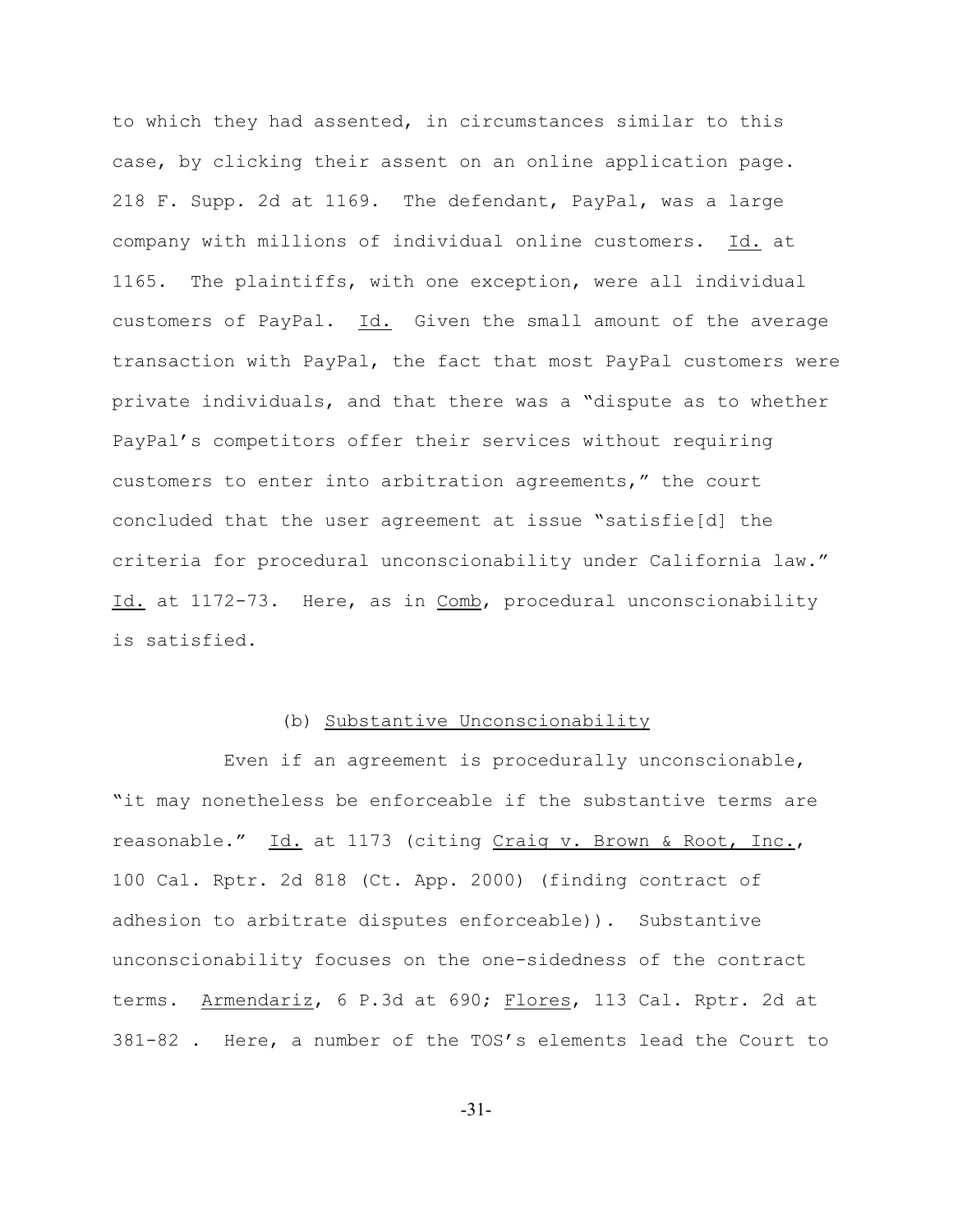to which they had assented, in circumstances similar to this case, by clicking their assent on an online application page. 218 F. Supp. 2d at 1169. The defendant, PayPal, was a large company with millions of individual online customers. Id. at 1165. The plaintiffs, with one exception, were all individual customers of PayPal. Id. Given the small amount of the average transaction with PayPal, the fact that most PayPal customers were private individuals, and that there was a "dispute as to whether PayPal's competitors offer their services without requiring customers to enter into arbitration agreements," the court concluded that the user agreement at issue "satisfie[d] the criteria for procedural unconscionability under California law." Id. at 1172-73. Here, as in Comb, procedural unconscionability is satisfied.

(b) Substantive Unconscionability

Even if an agreement is procedurally unconscionable, "it may nonetheless be enforceable if the substantive terms are reasonable." Id. at 1173 (citing Craig v. Brown & Root, Inc., 100 Cal. Rptr. 2d 818 (Ct. App. 2000) (finding contract of adhesion to arbitrate disputes enforceable)). Substantive unconscionability focuses on the one-sidedness of the contract terms. Armendariz, 6 P.3d at 690; Flores, 113 Cal. Rptr. 2d at 381-82 . Here, a number of the TOS's elements lead the Court to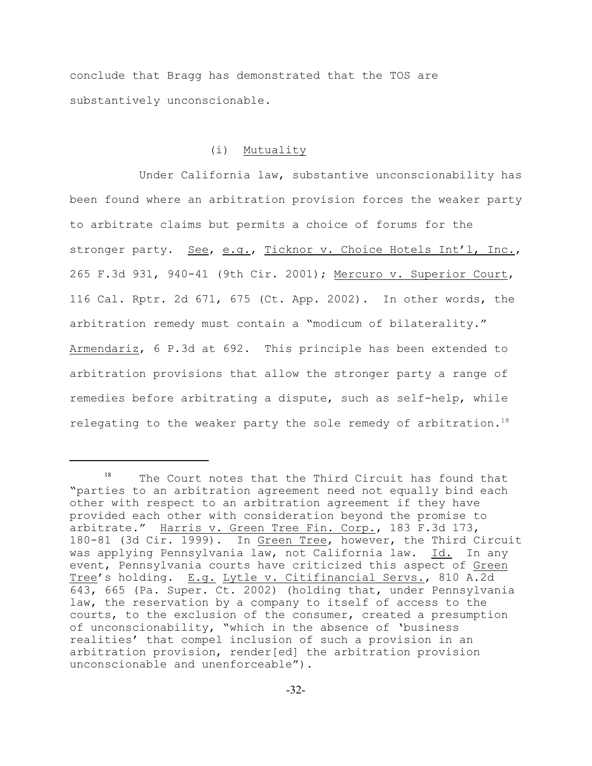conclude that Bragg has demonstrated that the TOS are substantively unconscionable.

(i) Mutuality

Under California law, substantive unconscionability has been found where an arbitration provision forces the weaker party to arbitrate claims but permits a choice of forums for the stronger party. See, e.g., Ticknor v. Choice Hotels Int'l, Inc., 265 F.3d 931, 940-41 (9th Cir. 2001); Mercuro v. Superior Court, 116 Cal. Rptr. 2d 671, 675 (Ct. App. 2002). In other words, the arbitration remedy must contain a "modicum of bilaterality." Armendariz, 6 P.3d at 692. This principle has been extended to arbitration provisions that allow the stronger party a range of remedies before arbitrating a dispute, such as self-help, while relegating to the weaker party the sole remedy of arbitration.[18]

---

[18] The Court notes that the Third Circuit has found that "parties to an arbitration agreement need not equally bind each other with respect to an arbitration agreement if they have provided each other with consideration beyond the promise to arbitrate." Harris v. Green Tree Fin. Corp., 183 F.3d 173, 180-81 (3d Cir. 1999). In Green Tree, however, the Third Circuit was applying Pennsylvania law, not California law. Id. In any event, Pennsylvania courts have criticized this aspect of Green Tree's holding. E.g. Lytle v. Citifinancial Servs., 810 A.2d 643, 665 (Pa. Super. Ct. 2002) (holding that, under Pennsylvania law, the reservation by a company to itself of access to the courts, to the exclusion of the consumer, created a presumption of unconscionability, "which in the absence of 'business realities' that compel inclusion of such a provision in an arbitration provision, render[ed] the arbitration provision unconscionable and unenforceable").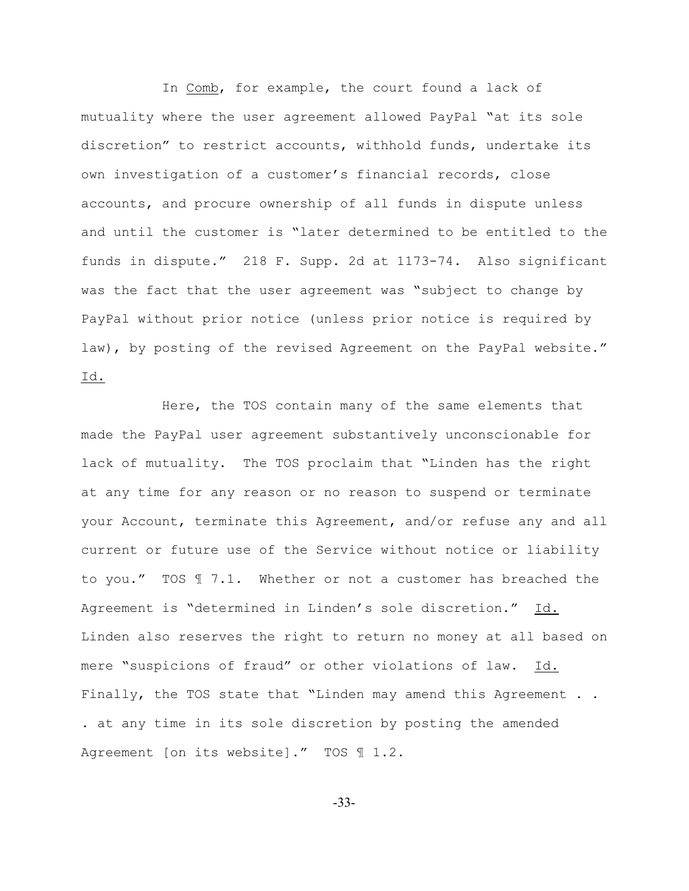In Comb, for example, the court found a lack of mutuality where the user agreement allowed PayPal "at its sole discretion" to restrict accounts, withhold funds, undertake its own investigation of a customer's financial records, close accounts, and procure ownership of all funds in dispute unless and until the customer is "later determined to be entitled to the funds in dispute." 218 F. Supp. 2d at 1173-74. Also significant was the fact that the user agreement was "subject to change by PayPal without prior notice (unless prior notice is required by law), by posting of the revised Agreement on the PayPal website." Id.

Here, the TOS contain many of the same elements that made the PayPal user agreement substantively unconscionable for lack of mutuality. The TOS proclaim that "Linden has the right at any time for any reason or no reason to suspend or terminate your Account, terminate this Agreement, and/or refuse any and all current or future use of the Service without notice or liability to you." TOS ¶ 7.1. Whether or not a customer has breached the Agreement is "determined in Linden's sole discretion." Id. Linden also reserves the right to return no money at all based on mere "suspicions of fraud" or other violations of law. Id. Finally, the TOS state that "Linden may amend this Agreement . . . at any time in its sole discretion by posting the amended Agreement [on its website]." TOS ¶ 1.2.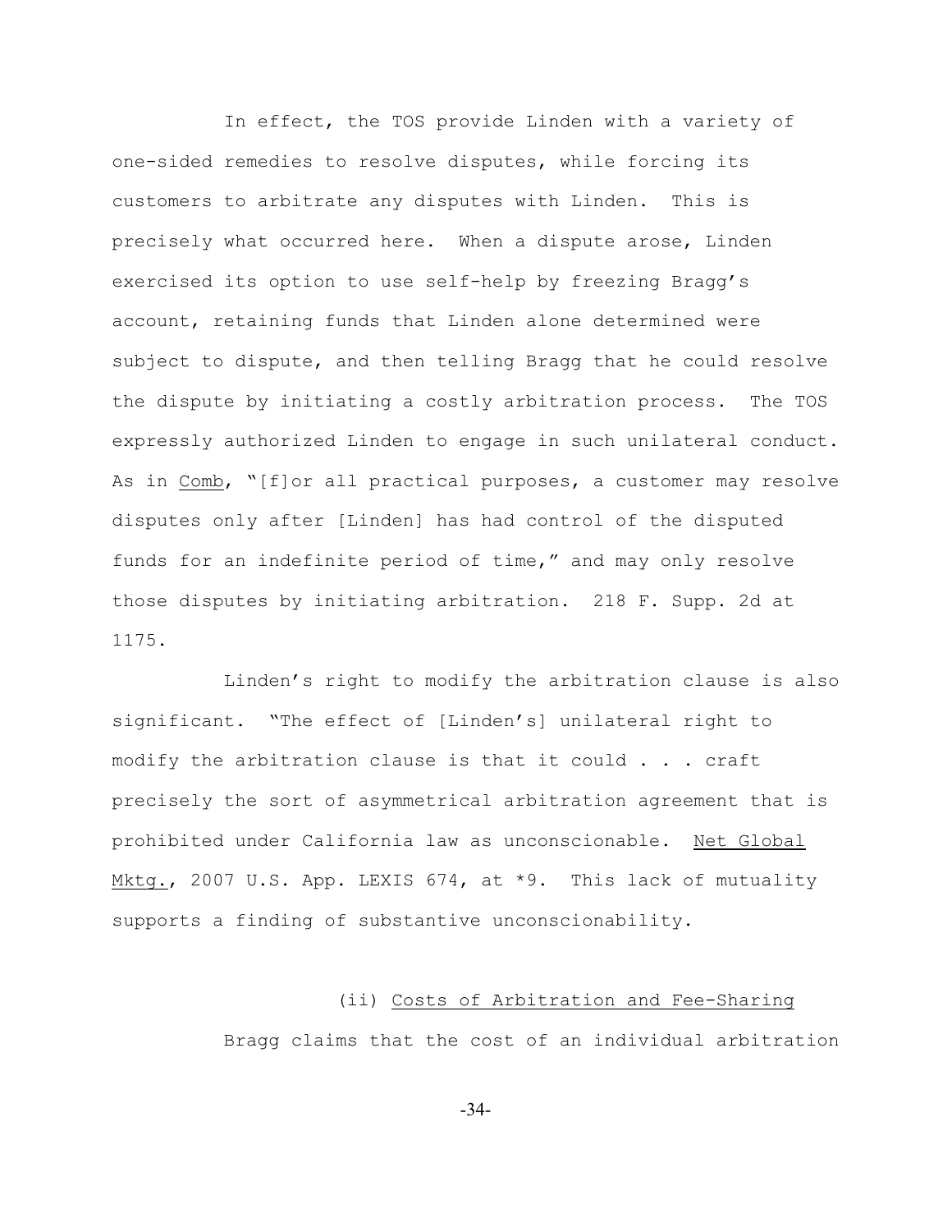In effect, the TOS provide Linden with a variety of one-sided remedies to resolve disputes, while forcing its customers to arbitrate any disputes with Linden. This is precisely what occurred here. When a dispute arose, Linden exercised its option to use self-help by freezing Bragg's account, retaining funds that Linden alone determined were subject to dispute, and then telling Bragg that he could resolve the dispute by initiating a costly arbitration process. The TOS expressly authorized Linden to engage in such unilateral conduct. As in Comb, "[f]or all practical purposes, a customer may resolve disputes only after [Linden] has had control of the disputed funds for an indefinite period of time," and may only resolve those disputes by initiating arbitration. 218 F. Supp. 2d at 1175.

Linden's right to modify the arbitration clause is also significant. "The effect of [Linden's] unilateral right to modify the arbitration clause is that it could . . . craft precisely the sort of asymmetrical arbitration agreement that is prohibited under California law as unconscionable. Net Global Mktg., 2007 U.S. App. LEXIS 674, at *9. This lack of mutuality supports a finding of substantive unconscionability.

(ii) Costs of Arbitration and Fee-Sharing

Bragg claims that the cost of an individual arbitration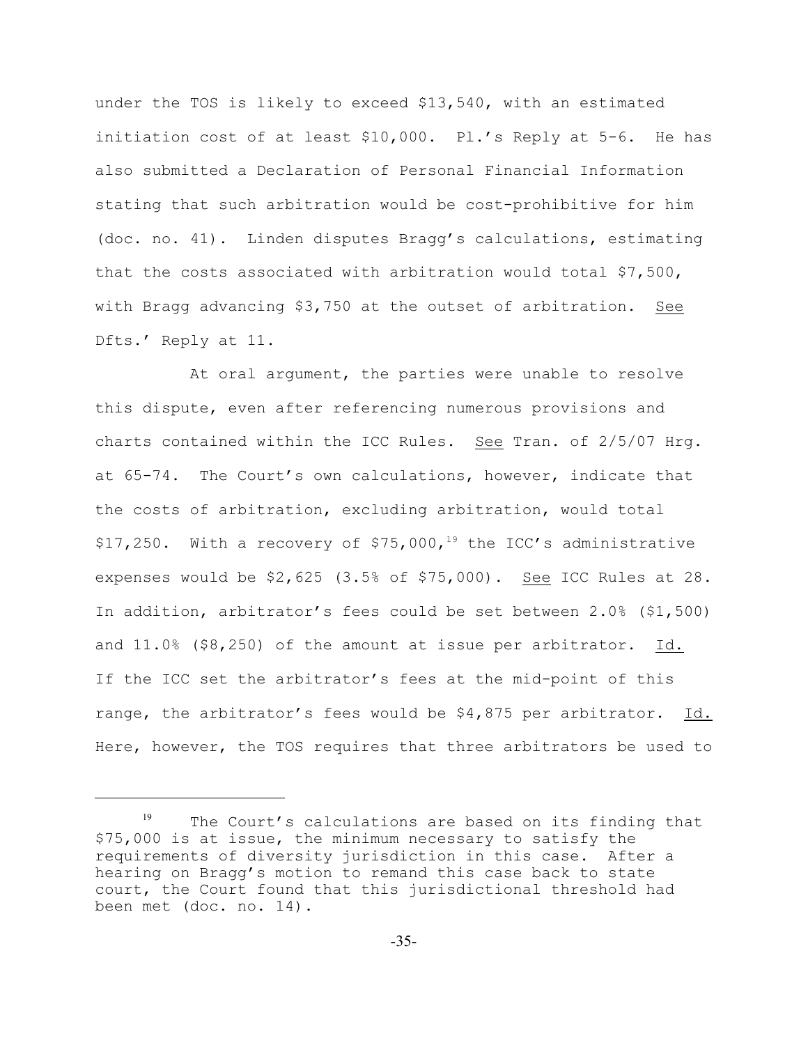under the TOS is likely to exceed $13,540, with an estimated initiation cost of at least $10,000. Pl.'s Reply at 5-6. He has also submitted a Declaration of Personal Financial Information stating that such arbitration would be cost-prohibitive for him (doc. no. 41). Linden disputes Bragg's calculations, estimating that the costs associated with arbitration would total $7,500, with Bragg advancing $3,750 at the outset of arbitration. See Dfts.' Reply at 11.

At oral argument, the parties were unable to resolve this dispute, even after referencing numerous provisions and charts contained within the ICC Rules. See Tran. of 2/5/07 Hrg. at 65-74. The Court's own calculations, however, indicate that the costs of arbitration, excluding arbitration, would total $17,250. With a recovery of $75,000,[19] the ICC's administrative expenses would be $2,625 (3.5% of $75,000). See ICC Rules at 28. In addition, arbitrator's fees could be set between 2.0% ($1,500) and 11.0% ($8,250) of the amount at issue per arbitrator. Id. If the ICC set the arbitrator's fees at the mid-point of this range, the arbitrator's fees would be $4,875 per arbitrator. Id. Here, however, the TOS requires that three arbitrators be used to

---

[19] The Court's calculations are based on its finding that $75,000 is at issue, the minimum necessary to satisfy the requirements of diversity jurisdiction in this case. After a hearing on Bragg's motion to remand this case back to state court, the Court found that this jurisdictional threshold had been met (doc. no. 14).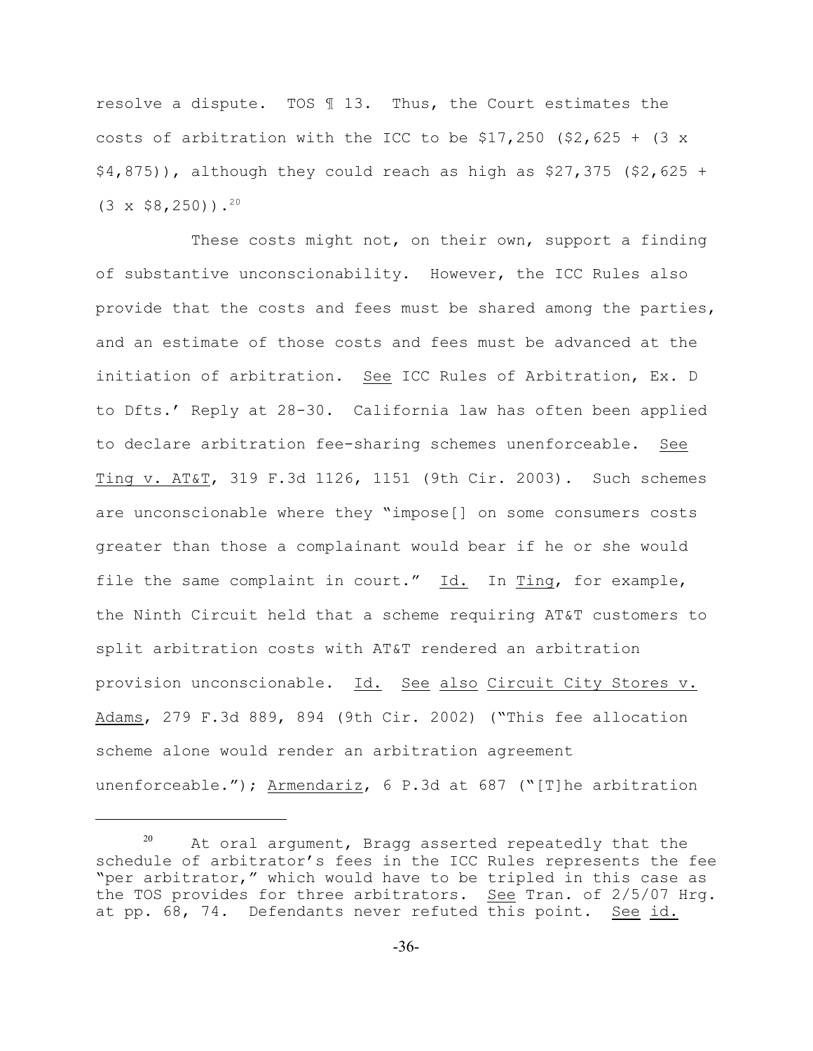resolve a dispute. TOS ¶ 13. Thus, the Court estimates the costs of arbitration with the ICC to be $17,250 ($2,625 + (3 x $4,875)), although they could reach as high as $27,375 ($2,625 + (3 x $8,250)).[20]

These costs might not, on their own, support a finding of substantive unconscionability. However, the ICC Rules also provide that the costs and fees must be shared among the parties, and an estimate of those costs and fees must be advanced at the initiation of arbitration. See ICC Rules of Arbitration, Ex. D to Dfts.' Reply at 28-30. California law has often been applied to declare arbitration fee-sharing schemes unenforceable. See Ting v. AT&T, 319 F.3d 1126, 1151 (9th Cir. 2003). Such schemes are unconscionable where they "impose[] on some consumers costs greater than those a complainant would bear if he or she would file the same complaint in court." Id. In Ting, for example, the Ninth Circuit held that a scheme requiring AT&T customers to split arbitration costs with AT&T rendered an arbitration provision unconscionable. Id. See also Circuit City Stores v. Adams, 279 F.3d 889, 894 (9th Cir. 2002) ("This fee allocation scheme alone would render an arbitration agreement unenforceable."); Armendariz, 6 P.3d at 687 ("[T]he arbitration

---

[20] At oral argument, Bragg asserted repeatedly that the schedule of arbitrator's fees in the ICC Rules represents the fee "per arbitrator," which would have to be tripled in this case as the TOS provides for three arbitrators. See Tran. of 2/5/07 Hrg. at pp. 68, 74. Defendants never refuted this point. See id.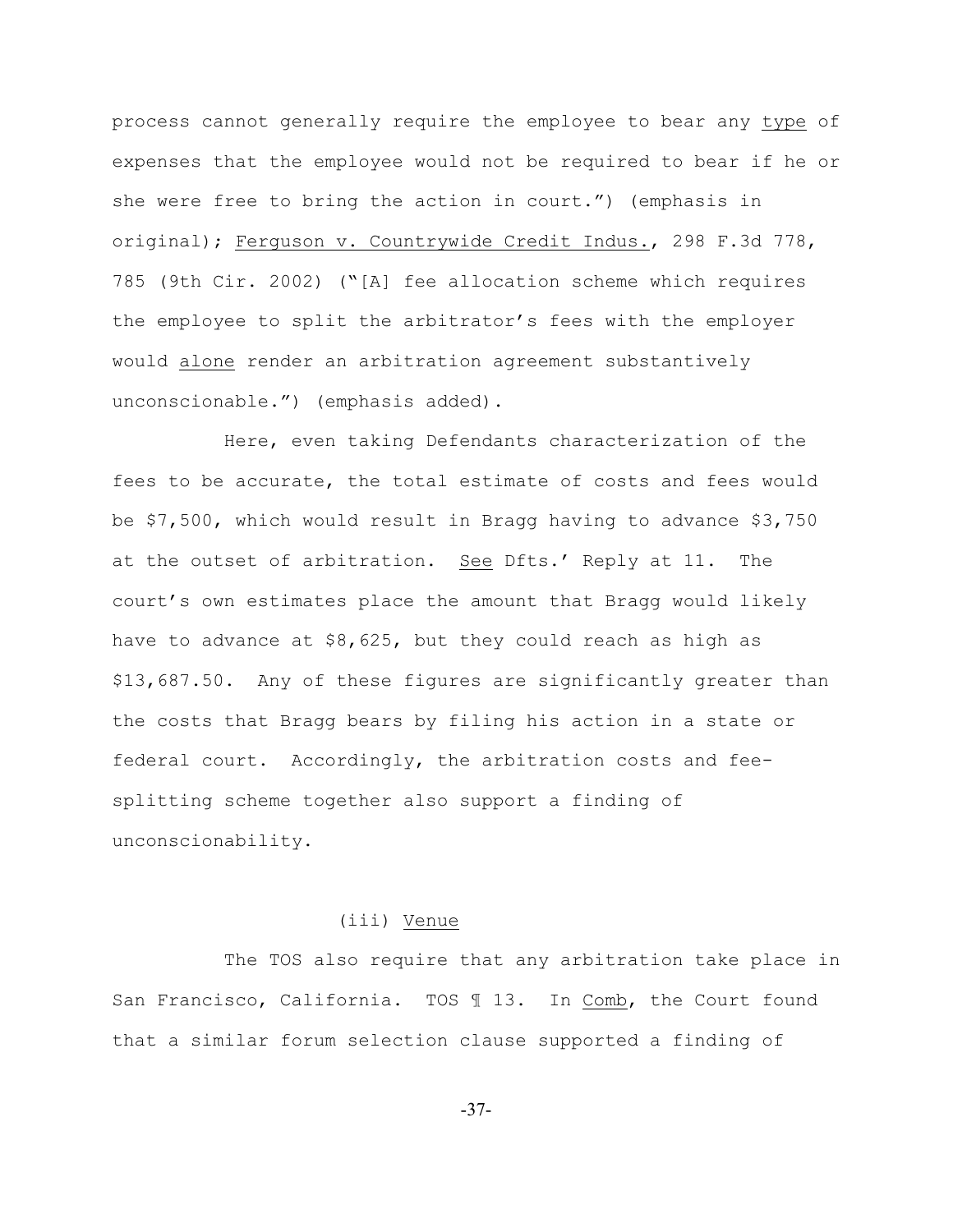process cannot generally require the employee to bear any type of expenses that the employee would not be required to bear if he or she were free to bring the action in court.") (emphasis in original); Ferguson v. Countrywide Credit Indus., 298 F.3d 778, 785 (9th Cir. 2002) ("[A] fee allocation scheme which requires the employee to split the arbitrator's fees with the employer would alone render an arbitration agreement substantively unconscionable.") (emphasis added).

Here, even taking Defendants characterization of the fees to be accurate, the total estimate of costs and fees would be $7,500, which would result in Bragg having to advance $3,750 at the outset of arbitration. See Dfts.' Reply at 11. The court's own estimates place the amount that Bragg would likely have to advance at $8,625, but they could reach as high as $13,687.50. Any of these figures are significantly greater than the costs that Bragg bears by filing his action in a state or federal court. Accordingly, the arbitration costs and fee-splitting scheme together also support a finding of unconscionability.

(iii) Venue

The TOS also require that any arbitration take place in San Francisco, California. TOS ¶ 13. In Comb, the Court found that a similar forum selection clause supported a finding of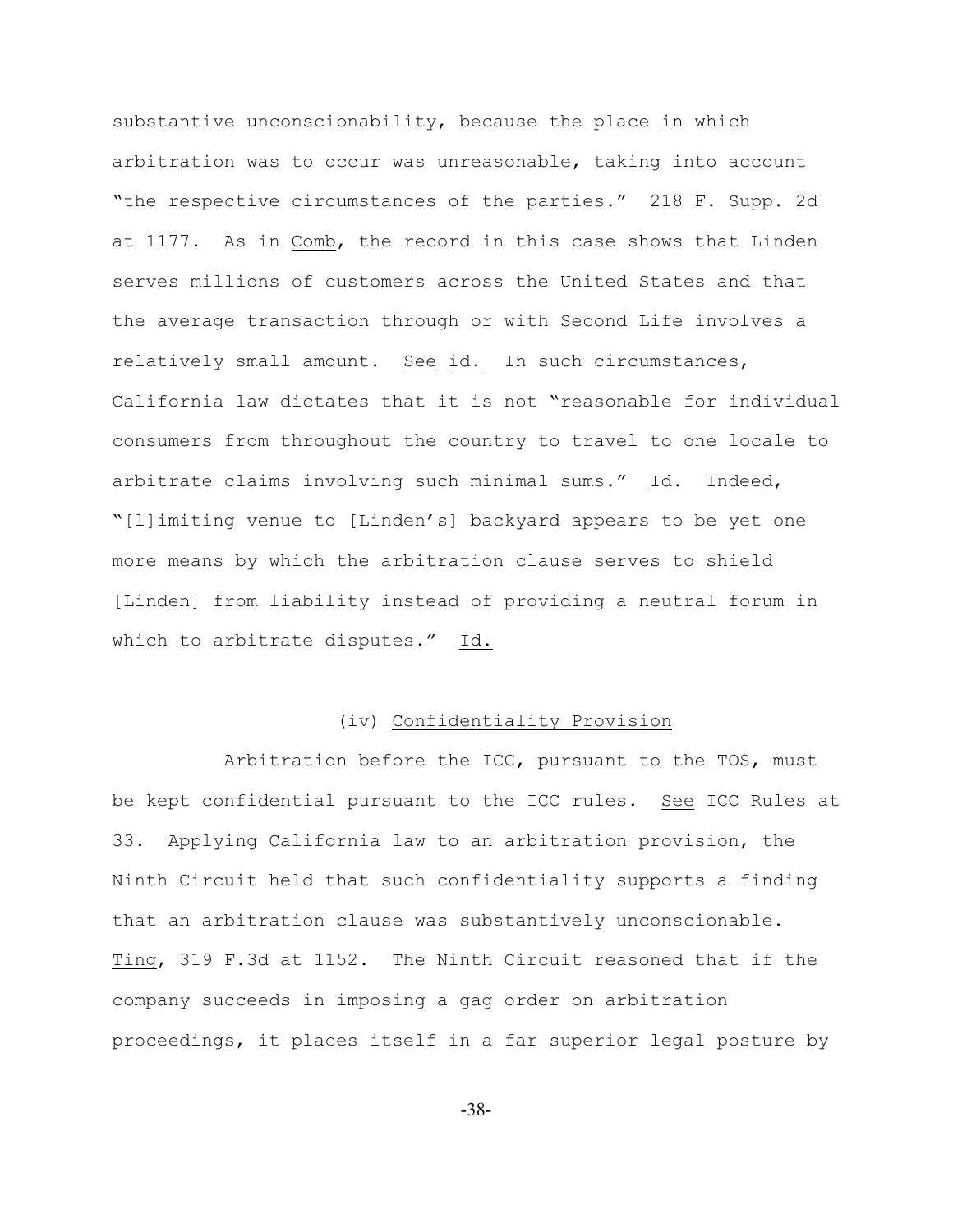substantive unconscionability, because the place in which arbitration was to occur was unreasonable, taking into account "the respective circumstances of the parties." 218 F. Supp. 2d at 1177. As in Comb, the record in this case shows that Linden serves millions of customers across the United States and that the average transaction through or with Second Life involves a relatively small amount. See id. In such circumstances, California law dictates that it is not "reasonable for individual consumers from throughout the country to travel to one locale to arbitrate claims involving such minimal sums." Id. Indeed, "[l]imiting venue to [Linden's] backyard appears to be yet one more means by which the arbitration clause serves to shield [Linden] from liability instead of providing a neutral forum in which to arbitrate disputes." Id.

(iv) Confidentiality Provision

Arbitration before the ICC, pursuant to the TOS, must be kept confidential pursuant to the ICC rules. See ICC Rules at 33. Applying California law to an arbitration provision, the Ninth Circuit held that such confidentiality supports a finding that an arbitration clause was substantively unconscionable. Ting, 319 F.3d at 1152. The Ninth Circuit reasoned that if the company succeeds in imposing a gag order on arbitration proceedings, it places itself in a far superior legal posture by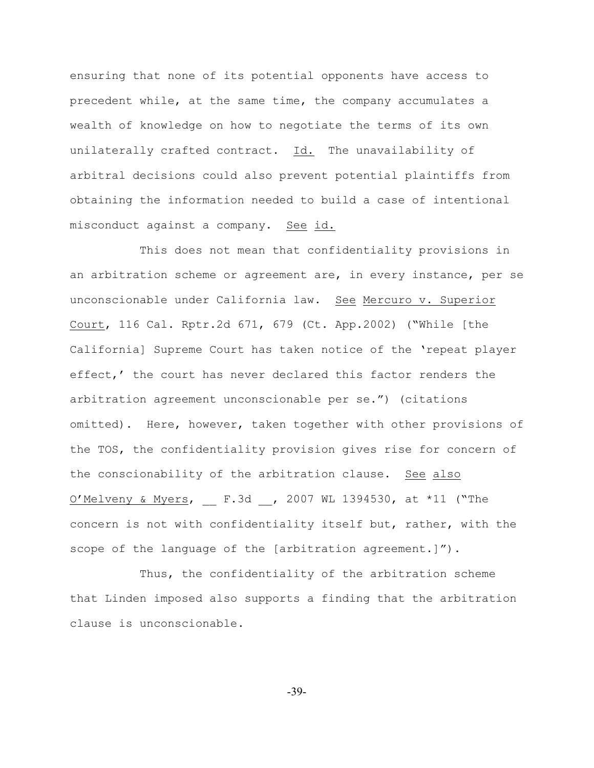ensuring that none of its potential opponents have access to precedent while, at the same time, the company accumulates a wealth of knowledge on how to negotiate the terms of its own unilaterally crafted contract. Id. The unavailability of arbitral decisions could also prevent potential plaintiffs from obtaining the information needed to build a case of intentional misconduct against a company. See id.

This does not mean that confidentiality provisions in an arbitration scheme or agreement are, in every instance, per se unconscionable under California law. See Mercuro v. Superior Court, 116 Cal. Rptr.2d 671, 679 (Ct. App.2002) ("While [the California] Supreme Court has taken notice of the 'repeat player effect,' the court has never declared this factor renders the arbitration agreement unconscionable per se.") (citations omitted). Here, however, taken together with other provisions of the TOS, the confidentiality provision gives rise for concern of the conscionability of the arbitration clause. See also O'Melveny & Myers, __ F.3d __, 2007 WL 1394530, at *11 ("The concern is not with confidentiality itself but, rather, with the scope of the language of the [arbitration agreement.]").

Thus, the confidentiality of the arbitration scheme that Linden imposed also supports a finding that the arbitration clause is unconscionable.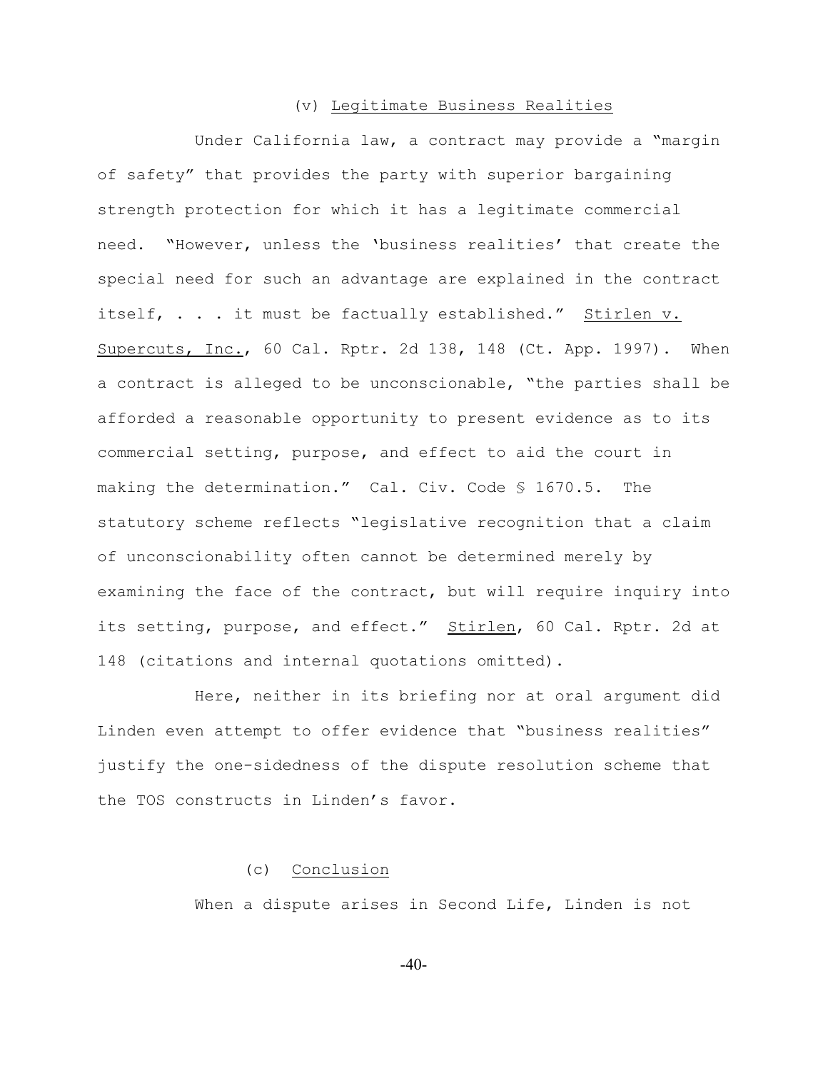(v) Legitimate Business Realities

Under California law, a contract may provide a "margin of safety" that provides the party with superior bargaining strength protection for which it has a legitimate commercial need. "However, unless the 'business realities' that create the special need for such an advantage are explained in the contract itself, . . . it must be factually established." Stirlen v. Supercuts, Inc., 60 Cal. Rptr. 2d 138, 148 (Ct. App. 1997). When a contract is alleged to be unconscionable, "the parties shall be afforded a reasonable opportunity to present evidence as to its commercial setting, purpose, and effect to aid the court in making the determination." Cal. Civ. Code § 1670.5. The statutory scheme reflects "legislative recognition that a claim of unconscionability often cannot be determined merely by examining the face of the contract, but will require inquiry into its setting, purpose, and effect." Stirlen, 60 Cal. Rptr. 2d at 148 (citations and internal quotations omitted).

Here, neither in its briefing nor at oral argument did Linden even attempt to offer evidence that "business realities" justify the one-sidedness of the dispute resolution scheme that the TOS constructs in Linden's favor.

(c) Conclusion

When a dispute arises in Second Life, Linden is not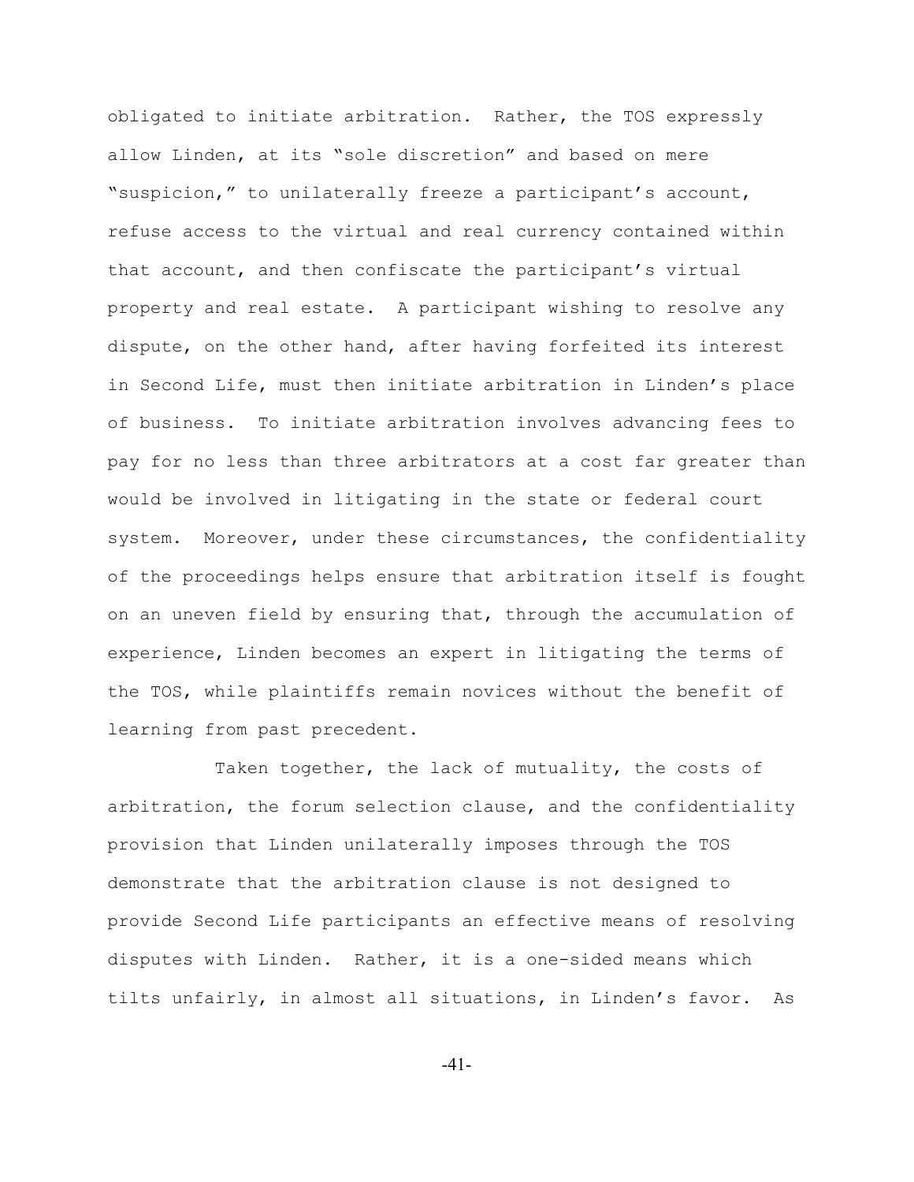obligated to initiate arbitration. Rather, the TOS expressly allow Linden, at its "sole discretion" and based on mere "suspicion," to unilaterally freeze a participant's account, refuse access to the virtual and real currency contained within that account, and then confiscate the participant's virtual property and real estate. A participant wishing to resolve any dispute, on the other hand, after having forfeited its interest in Second Life, must then initiate arbitration in Linden's place of business. To initiate arbitration involves advancing fees to pay for no less than three arbitrators at a cost far greater than would be involved in litigating in the state or federal court system. Moreover, under these circumstances, the confidentiality of the proceedings helps ensure that arbitration itself is fought on an uneven field by ensuring that, through the accumulation of experience, Linden becomes an expert in litigating the terms of the TOS, while plaintiffs remain novices without the benefit of learning from past precedent.

Taken together, the lack of mutuality, the costs of arbitration, the forum selection clause, and the confidentiality provision that Linden unilaterally imposes through the TOS demonstrate that the arbitration clause is not designed to provide Second Life participants an effective means of resolving disputes with Linden. Rather, it is a one-sided means which tilts unfairly, in almost all situations, in Linden's favor. As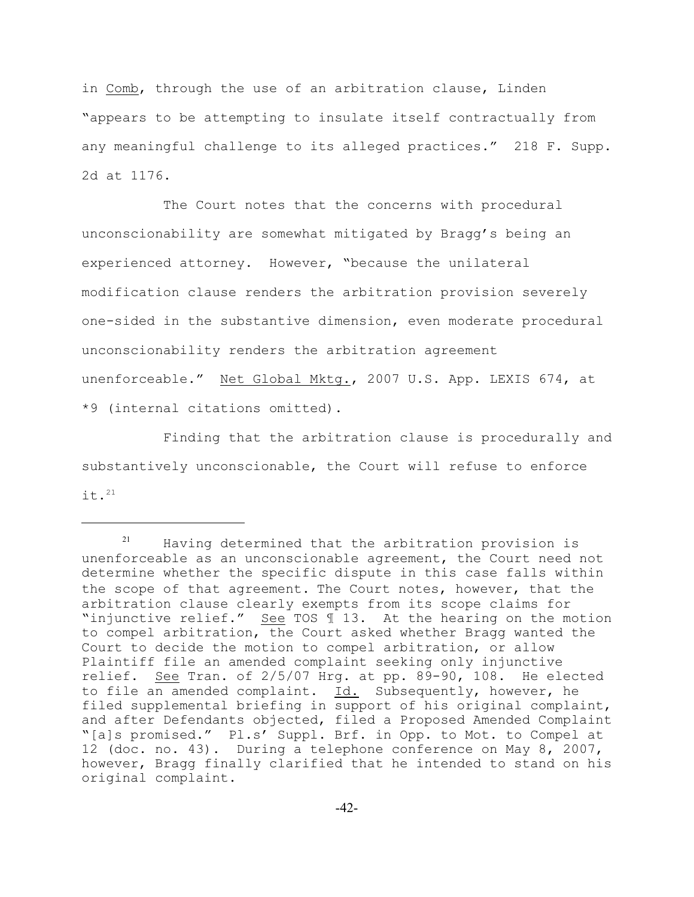in Comb, through the use of an arbitration clause, Linden "appears to be attempting to insulate itself contractually from any meaningful challenge to its alleged practices." 218 F. Supp. 2d at 1176.

The Court notes that the concerns with procedural unconscionability are somewhat mitigated by Bragg's being an experienced attorney. However, "because the unilateral modification clause renders the arbitration provision severely one-sided in the substantive dimension, even moderate procedural unconscionability renders the arbitration agreement unenforceable." Net Global Mktg., 2007 U.S. App. LEXIS 674, at *9 (internal citations omitted).

Finding that the arbitration clause is procedurally and substantively unconscionable, the Court will refuse to enforce it.[21]

---

[21] Having determined that the arbitration provision is unenforceable as an unconscionable agreement, the Court need not determine whether the specific dispute in this case falls within the scope of that agreement. The Court notes, however, that the arbitration clause clearly exempts from its scope claims for "injunctive relief." See TOS ¶ 13. At the hearing on the motion to compel arbitration, the Court asked whether Bragg wanted the Court to decide the motion to compel arbitration, or allow Plaintiff file an amended complaint seeking only injunctive relief. See Tran. of 2/5/07 Hrg. at pp. 89-90, 108. He elected to file an amended complaint. Id. Subsequently, however, he filed supplemental briefing in support of his original complaint, and after Defendants objected, filed a Proposed Amended Complaint "[a]s promised." Pl.s' Suppl. Brf. in Opp. to Mot. to Compel at 12 (doc. no. 43). During a telephone conference on May 8, 2007, however, Bragg finally clarified that he intended to stand on his original complaint.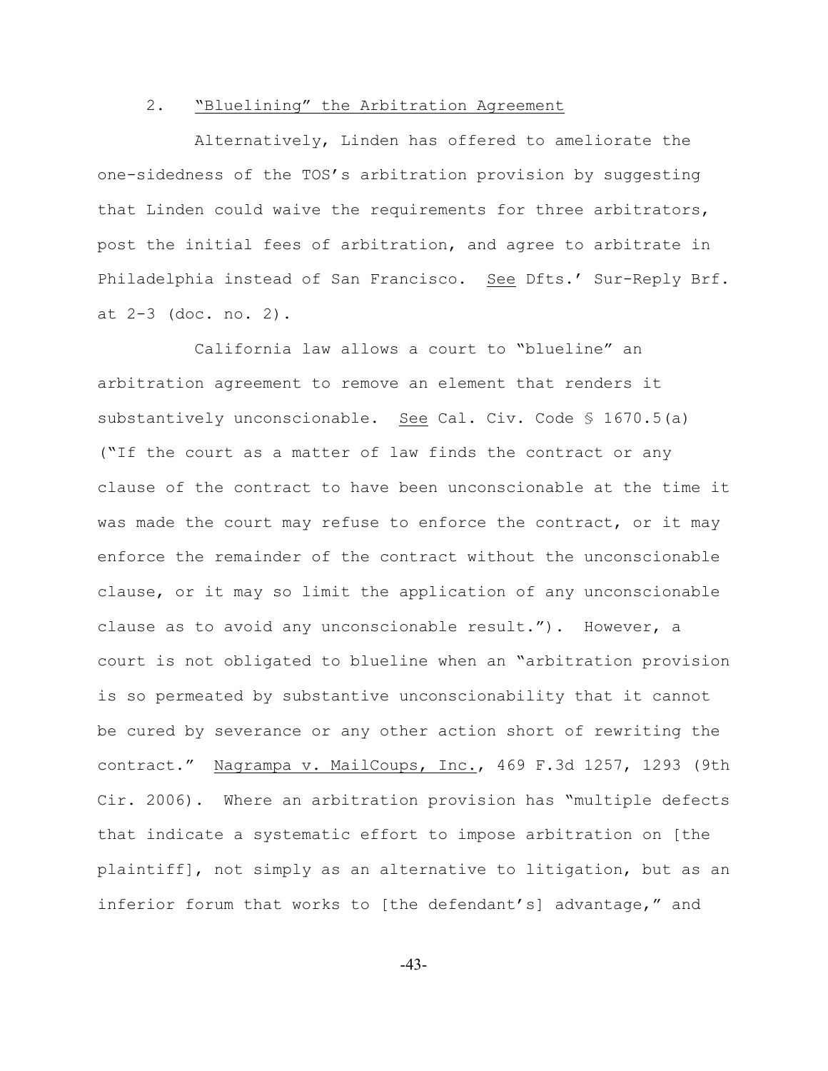### 2. "Bluelining" the Arbitration Agreement

Alternatively, Linden has offered to ameliorate the one-sidedness of the TOS's arbitration provision by suggesting that Linden could waive the requirements for three arbitrators, post the initial fees of arbitration, and agree to arbitrate in Philadelphia instead of San Francisco. See Dfts.' Sur-Reply Brf. at 2-3 (doc. no. 2).

California law allows a court to "blueline" an arbitration agreement to remove an element that renders it substantively unconscionable. See Cal. Civ. Code § 1670.5(a) ("If the court as a matter of law finds the contract or any clause of the contract to have been unconscionable at the time it was made the court may refuse to enforce the contract, or it may enforce the remainder of the contract without the unconscionable clause, or it may so limit the application of any unconscionable clause as to avoid any unconscionable result."). However, a court is not obligated to blueline when an "arbitration provision is so permeated by substantive unconscionability that it cannot be cured by severance or any other action short of rewriting the contract." Nagrampa v. MailCoups, Inc., 469 F.3d 1257, 1293 (9th Cir. 2006). Where an arbitration provision has "multiple defects that indicate a systematic effort to impose arbitration on [the plaintiff], not simply as an alternative to litigation, but as an inferior forum that works to [the defendant's] advantage," and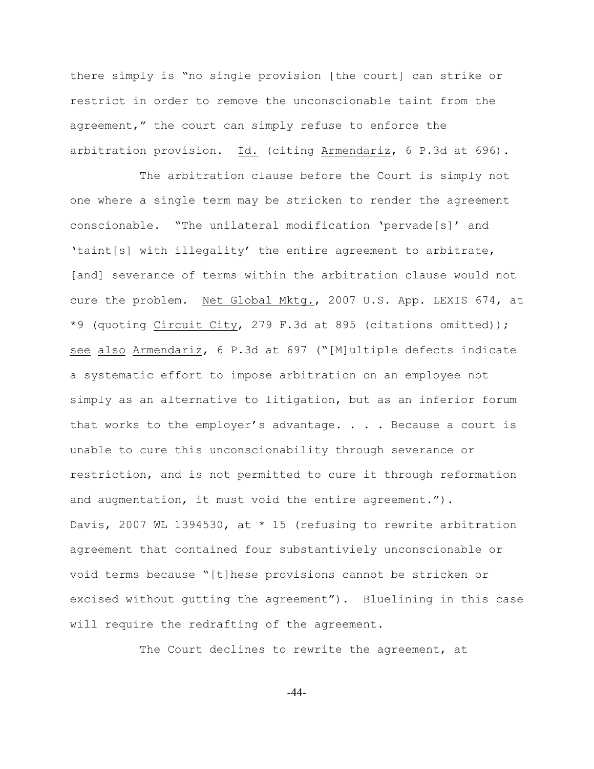there simply is "no single provision [the court] can strike or restrict in order to remove the unconscionable taint from the agreement," the court can simply refuse to enforce the arbitration provision. Id. (citing Armendariz, 6 P.3d at 696).

The arbitration clause before the Court is simply not one where a single term may be stricken to render the agreement conscionable. "The unilateral modification 'pervade[s]' and 'taint[s] with illegality' the entire agreement to arbitrate, [and] severance of terms within the arbitration clause would not cure the problem. Net Global Mktg., 2007 U.S. App. LEXIS 674, at *9 (quoting Circuit City, 279 F.3d at 895 (citations omitted)); see also Armendariz, 6 P.3d at 697 ("[M]ultiple defects indicate a systematic effort to impose arbitration on an employee not simply as an alternative to litigation, but as an inferior forum that works to the employer's advantage. . . . Because a court is unable to cure this unconscionability through severance or restriction, and is not permitted to cure it through reformation and augmentation, it must void the entire agreement."). Davis, 2007 WL 1394530, at * 15 (refusing to rewrite arbitration agreement that contained four substantiviely unconscionable or void terms because "[t]hese provisions cannot be stricken or excised without gutting the agreement"). Bluelining in this case will require the redrafting of the agreement.

The Court declines to rewrite the agreement, at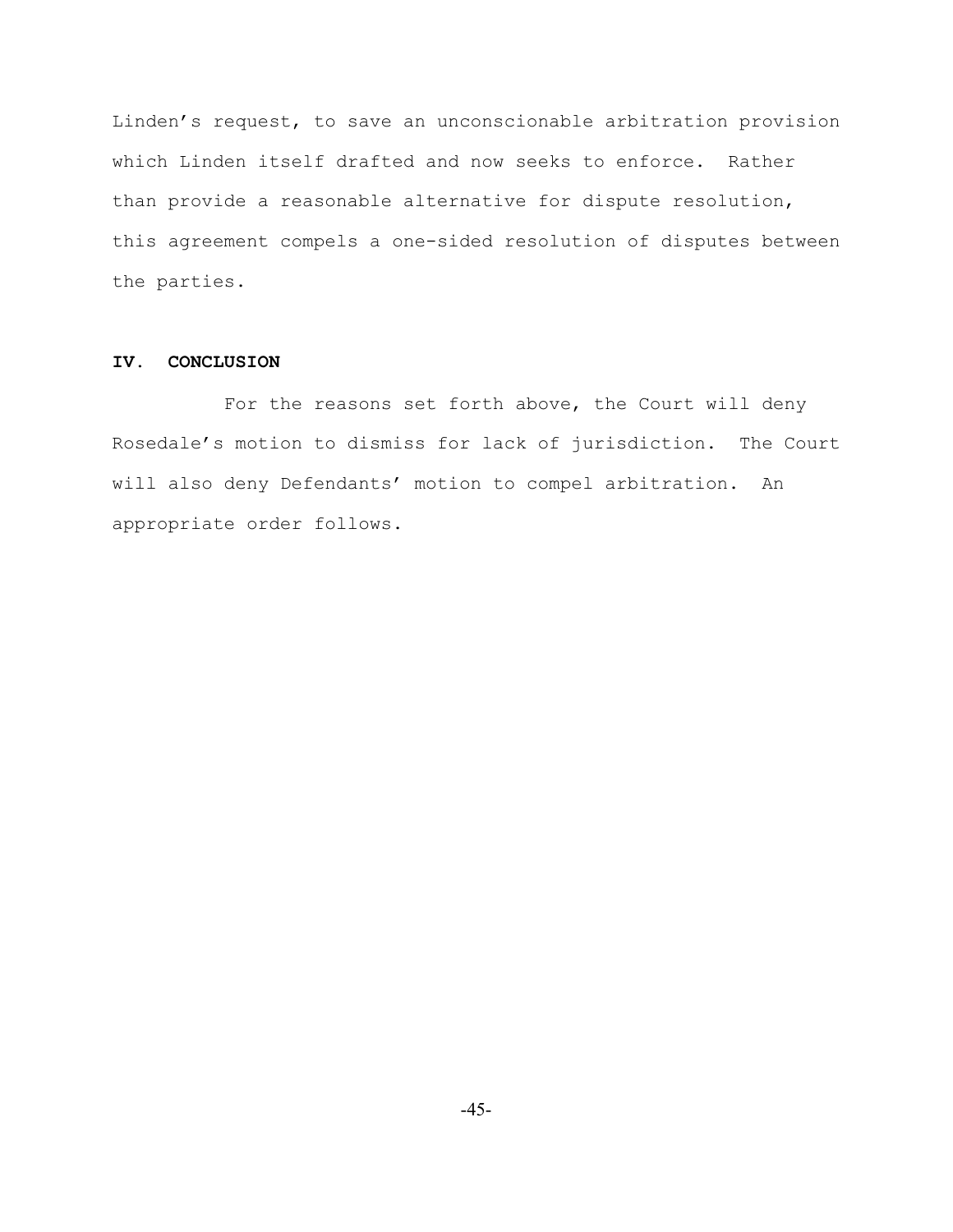Linden's request, to save an unconscionable arbitration provision which Linden itself drafted and now seeks to enforce. Rather than provide a reasonable alternative for dispute resolution, this agreement compels a one-sided resolution of disputes between the parties.

## IV. CONCLUSION

For the reasons set forth above, the Court will deny Rosedale's motion to dismiss for lack of jurisdiction. The Court will also deny Defendants' motion to compel arbitration. An appropriate order follows.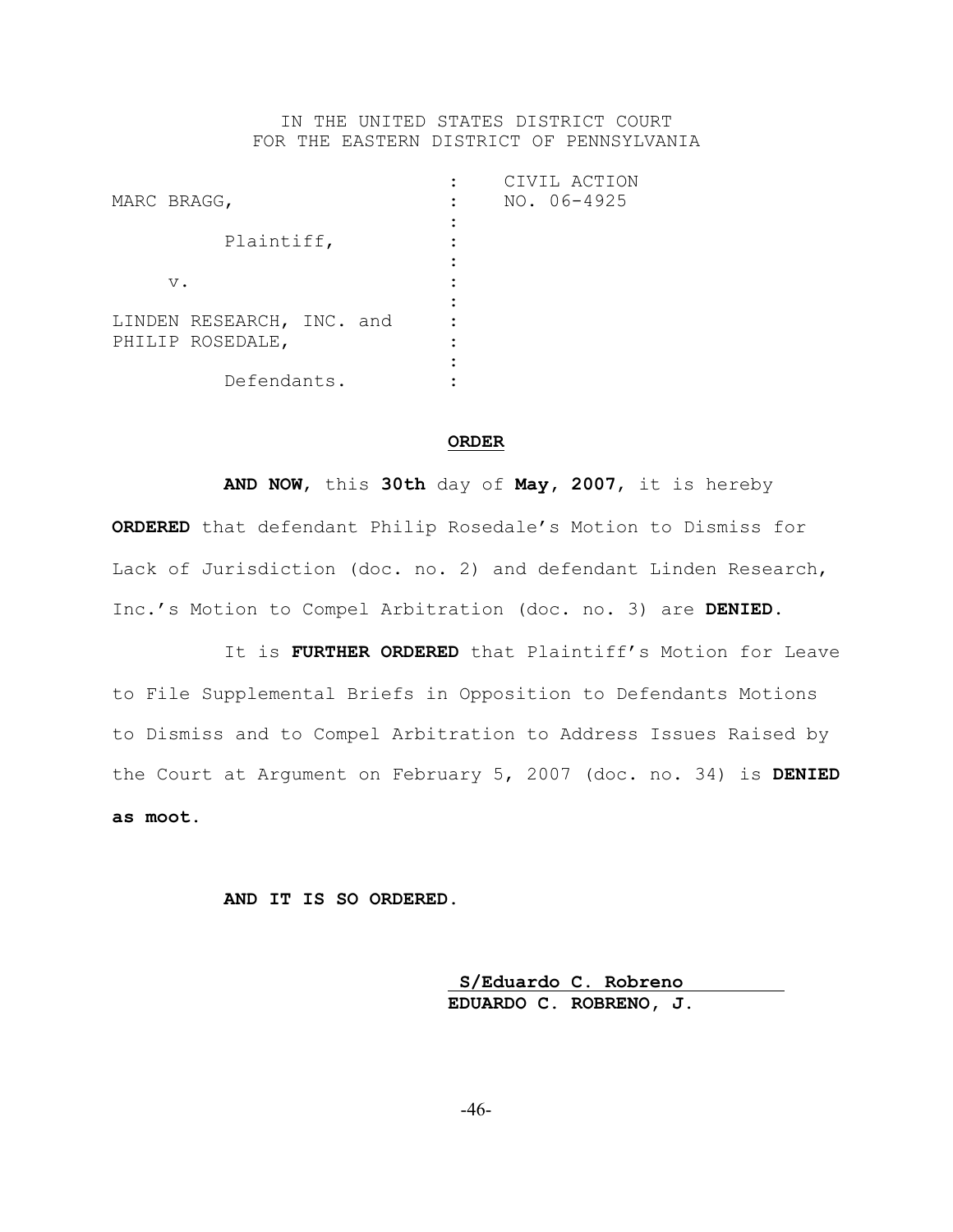IN THE UNITED STATES DISTRICT COURT
FOR THE EASTERN DISTRICT OF PENNSYLVANIA

| | | |
|---|---|---|
| MARC BRAGG, | : | CIVIL ACTION |
| | : | NO. 06-4925 |
| Plaintiff, | : | |
| v. | : | |
| LINDEN RESEARCH, INC. and PHILIP ROSEDALE, | : | |
| Defendants. | : | |

**ORDER**

**AND NOW**, this **30th** day of **May, 2007**, it is hereby **ORDERED** that defendant Philip Rosedale's Motion to Dismiss for Lack of Jurisdiction (doc. no. 2) and defendant Linden Research, Inc.'s Motion to Compel Arbitration (doc. no. 3) are **DENIED**.

It is **FURTHER ORDERED** that Plaintiff's Motion for Leave to File Supplemental Briefs in Opposition to Defendants Motions to Dismiss and to Compel Arbitration to Address Issues Raised by the Court at Argument on February 5, 2007 (doc. no. 34) is **DENIED as moot**.

**AND IT IS SO ORDERED.**

**S/Eduardo C. Robreno**
**EDUARDO C. ROBRENO, J.**